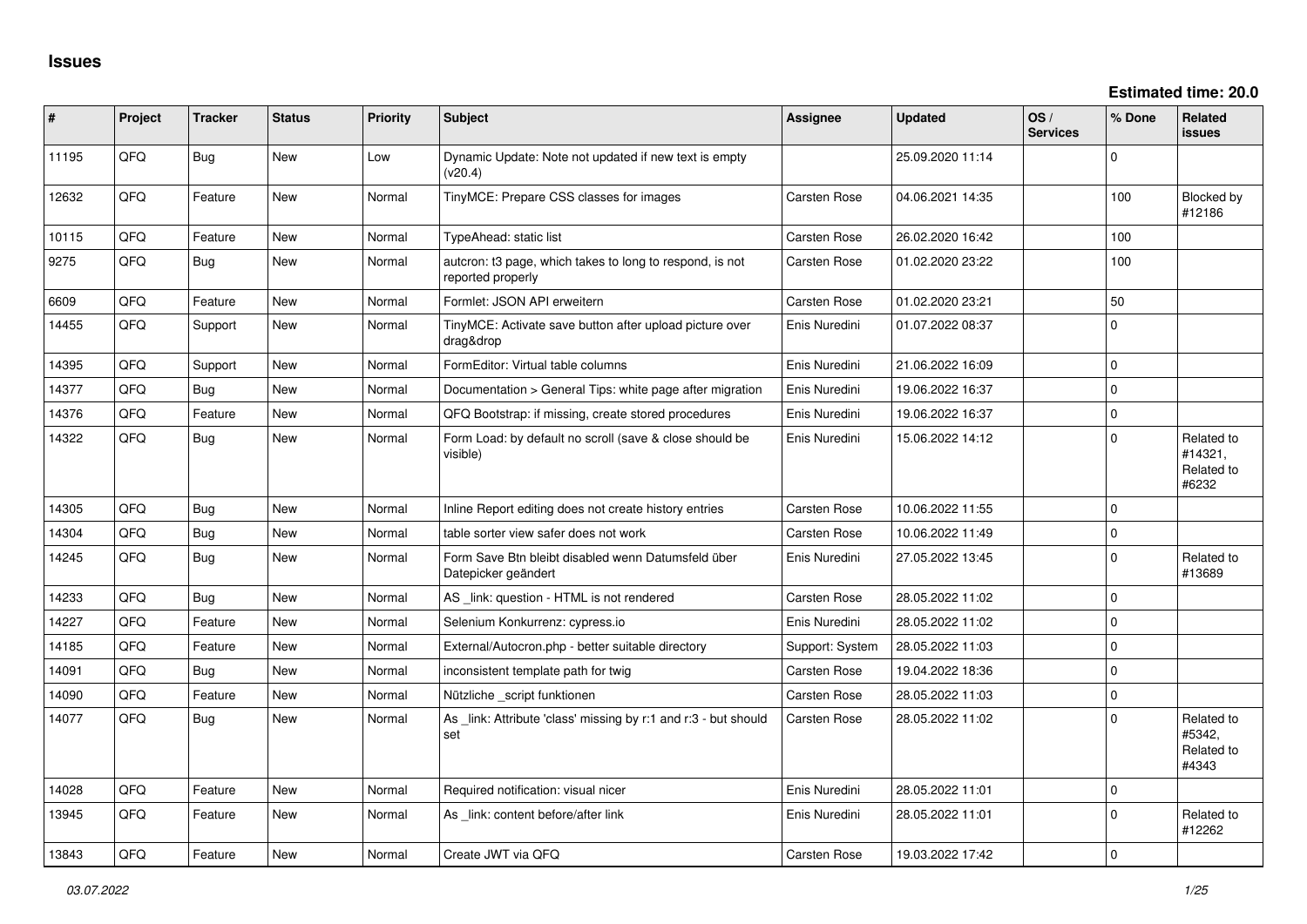# Issues

**Estimated time: 20.0**

| # | Project | Tracker | Status | Priority | Subject | Assignee | Updated | OS / Services | % Done | Related issues |
|---|---|---|---|---|---|---|---|---|---|---|
| 11195 | QFQ | Bug | New | Low | Dynamic Update: Note not updated if new text is empty (v20.4) | | 25.09.2020 11:14 | | 0 | |
| 12632 | QFQ | Feature | New | Normal | TinyMCE: Prepare CSS classes for images | Carsten Rose | 04.06.2021 14:35 | | 100 | Blocked by #12186 |
| 10115 | QFQ | Feature | New | Normal | TypeAhead: static list | Carsten Rose | 26.02.2020 16:42 | | 100 | |
| 9275 | QFQ | Bug | New | Normal | autcron: t3 page, which takes to long to respond, is not reported properly | Carsten Rose | 01.02.2020 23:22 | | 100 | |
| 6609 | QFQ | Feature | New | Normal | Formlet: JSON API erweitern | Carsten Rose | 01.02.2020 23:21 | | 50 | |
| 14455 | QFQ | Support | New | Normal | TinyMCE: Activate save button after upload picture over drag&drop | Enis Nuredini | 01.07.2022 08:37 | | 0 | |
| 14395 | QFQ | Support | New | Normal | FormEditor: Virtual table columns | Enis Nuredini | 21.06.2022 16:09 | | 0 | |
| 14377 | QFQ | Bug | New | Normal | Documentation > General Tips: white page after migration | Enis Nuredini | 19.06.2022 16:37 | | 0 | |
| 14376 | QFQ | Feature | New | Normal | QFQ Bootstrap: if missing, create stored procedures | Enis Nuredini | 19.06.2022 16:37 | | 0 | |
| 14322 | QFQ | Bug | New | Normal | Form Load: by default no scroll (save & close should be visible) | Enis Nuredini | 15.06.2022 14:12 | | 0 | Related to #14321, Related to #6232 |
| 14305 | QFQ | Bug | New | Normal | Inline Report editing does not create history entries | Carsten Rose | 10.06.2022 11:55 | | 0 | |
| 14304 | QFQ | Bug | New | Normal | table sorter view safer does not work | Carsten Rose | 10.06.2022 11:49 | | 0 | |
| 14245 | QFQ | Bug | New | Normal | Form Save Btn bleibt disabled wenn Datumsfeld über Datepicker geändert | Enis Nuredini | 27.05.2022 13:45 | | 0 | Related to #13689 |
| 14233 | QFQ | Bug | New | Normal | AS _link: question - HTML is not rendered | Carsten Rose | 28.05.2022 11:02 | | 0 | |
| 14227 | QFQ | Feature | New | Normal | Selenium Konkurrenz: cypress.io | Enis Nuredini | 28.05.2022 11:02 | | 0 | |
| 14185 | QFQ | Feature | New | Normal | External/Autocron.php - better suitable directory | Support: System | 28.05.2022 11:03 | | 0 | |
| 14091 | QFQ | Bug | New | Normal | inconsistent template path for twig | Carsten Rose | 19.04.2022 18:36 | | 0 | |
| 14090 | QFQ | Feature | New | Normal | Nützliche _script funktionen | Carsten Rose | 28.05.2022 11:03 | | 0 | |
| 14077 | QFQ | Bug | New | Normal | As _link: Attribute 'class' missing by r:1 and r:3 - but should set | Carsten Rose | 28.05.2022 11:02 | | 0 | Related to #5342, Related to #4343 |
| 14028 | QFQ | Feature | New | Normal | Required notification: visual nicer | Enis Nuredini | 28.05.2022 11:01 | | 0 | |
| 13945 | QFQ | Feature | New | Normal | As _link: content before/after link | Enis Nuredini | 28.05.2022 11:01 | | 0 | Related to #12262 |
| 13843 | QFQ | Feature | New | Normal | Create JWT via QFQ | Carsten Rose | 19.03.2022 17:42 | | 0 | |

*03.07.2022*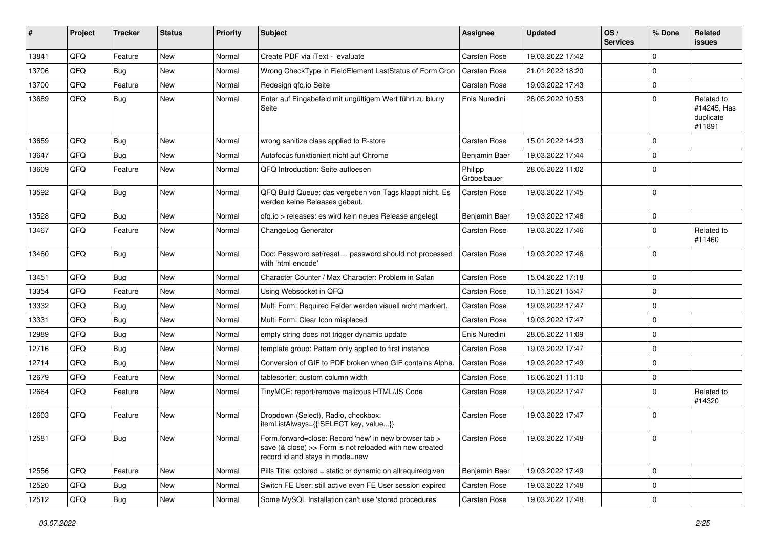| # | Project | Tracker | Status | Priority | Subject | Assignee | Updated | OS / Services | % Done | Related issues |
|---|---|---|---|---|---|---|---|---|---|---|
| 13841 | QFQ | Feature | New | Normal | Create PDF via iText - evaluate | Carsten Rose | 19.03.2022 17:42 | | 0 | |
| 13706 | QFQ | Bug | New | Normal | Wrong CheckType in FieldElement LastStatus of Form Cron | Carsten Rose | 21.01.2022 18:20 | | 0 | |
| 13700 | QFQ | Feature | New | Normal | Redesign qfq.io Seite | Carsten Rose | 19.03.2022 17:43 | | 0 | |
| 13689 | QFQ | Bug | New | Normal | Enter auf Eingabefeld mit ungültigem Wert führt zu blurry Seite | Enis Nuredini | 28.05.2022 10:53 | | 0 | Related to #14245, Has duplicate #11891 |
| 13659 | QFQ | Bug | New | Normal | wrong sanitize class applied to R-store | Carsten Rose | 15.01.2022 14:23 | | 0 | |
| 13647 | QFQ | Bug | New | Normal | Autofocus funktioniert nicht auf Chrome | Benjamin Baer | 19.03.2022 17:44 | | 0 | |
| 13609 | QFQ | Feature | New | Normal | QFQ Introduction: Seite aufloesen | Philipp Gröbelbauer | 28.05.2022 11:02 | | 0 | |
| 13592 | QFQ | Bug | New | Normal | QFQ Build Queue: das vergeben von Tags klappt nicht. Es werden keine Releases gebaut. | Carsten Rose | 19.03.2022 17:45 | | 0 | |
| 13528 | QFQ | Bug | New | Normal | qfq.io > releases: es wird kein neues Release angelegt | Benjamin Baer | 19.03.2022 17:46 | | 0 | |
| 13467 | QFQ | Feature | New | Normal | ChangeLog Generator | Carsten Rose | 19.03.2022 17:46 | | 0 | Related to #11460 |
| 13460 | QFQ | Bug | New | Normal | Doc: Password set/reset ... password should not processed with 'html encode' | Carsten Rose | 19.03.2022 17:46 | | 0 | |
| 13451 | QFQ | Bug | New | Normal | Character Counter / Max Character: Problem in Safari | Carsten Rose | 15.04.2022 17:18 | | 0 | |
| 13354 | QFQ | Feature | New | Normal | Using Websocket in QFQ | Carsten Rose | 10.11.2021 15:47 | | 0 | |
| 13332 | QFQ | Bug | New | Normal | Multi Form: Required Felder werden visuell nicht markiert. | Carsten Rose | 19.03.2022 17:47 | | 0 | |
| 13331 | QFQ | Bug | New | Normal | Multi Form: Clear Icon misplaced | Carsten Rose | 19.03.2022 17:47 | | 0 | |
| 12989 | QFQ | Bug | New | Normal | empty string does not trigger dynamic update | Enis Nuredini | 28.05.2022 11:09 | | 0 | |
| 12716 | QFQ | Bug | New | Normal | template group: Pattern only applied to first instance | Carsten Rose | 19.03.2022 17:47 | | 0 | |
| 12714 | QFQ | Bug | New | Normal | Conversion of GIF to PDF broken when GIF contains Alpha. | Carsten Rose | 19.03.2022 17:49 | | 0 | |
| 12679 | QFQ | Feature | New | Normal | tablesorter: custom column width | Carsten Rose | 16.06.2021 11:10 | | 0 | |
| 12664 | QFQ | Feature | New | Normal | TinyMCE: report/remove malicous HTML/JS Code | Carsten Rose | 19.03.2022 17:47 | | 0 | Related to #14320 |
| 12603 | QFQ | Feature | New | Normal | Dropdown (Select), Radio, checkbox: itemListAlways={{!SELECT key, value...}} | Carsten Rose | 19.03.2022 17:47 | | 0 | |
| 12581 | QFQ | Bug | New | Normal | Form.forward=close: Record 'new' in new browser tab > save (& close) >> Form is not reloaded with new created record id and stays in mode=new | Carsten Rose | 19.03.2022 17:48 | | 0 | |
| 12556 | QFQ | Feature | New | Normal | Pills Title: colored = static or dynamic on allrequiredgiven | Benjamin Baer | 19.03.2022 17:49 | | 0 | |
| 12520 | QFQ | Bug | New | Normal | Switch FE User: still active even FE User session expired | Carsten Rose | 19.03.2022 17:48 | | 0 | |
| 12512 | QFQ | Bug | New | Normal | Some MySQL Installation can't use 'stored procedures' | Carsten Rose | 19.03.2022 17:48 | | 0 | |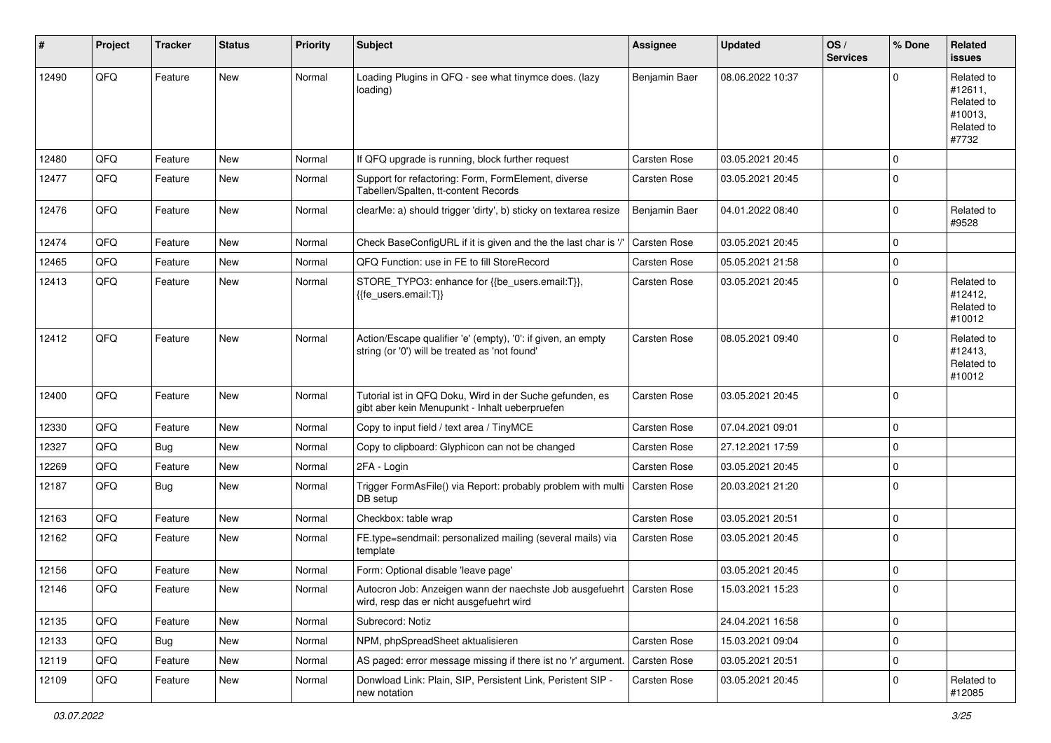| # | Project | Tracker | Status | Priority | Subject | Assignee | Updated | OS / Services | % Done | Related issues |
|---|---|---|---|---|---|---|---|---|---|---|
| 12490 | QFQ | Feature | New | Normal | Loading Plugins in QFQ - see what tinymce does. (lazy loading) | Benjamin Baer | 08.06.2022 10:37 | | 0 | Related to #12611, Related to #10013, Related to #7732 |
| 12480 | QFQ | Feature | New | Normal | If QFQ upgrade is running, block further request | Carsten Rose | 03.05.2021 20:45 | | 0 | |
| 12477 | QFQ | Feature | New | Normal | Support for refactoring: Form, FormElement, diverse Tabellen/Spalten, tt-content Records | Carsten Rose | 03.05.2021 20:45 | | 0 | |
| 12476 | QFQ | Feature | New | Normal | clearMe: a) should trigger 'dirty', b) sticky on textarea resize | Benjamin Baer | 04.01.2022 08:40 | | 0 | Related to #9528 |
| 12474 | QFQ | Feature | New | Normal | Check BaseConfigURL if it is given and the the last char is '/' | Carsten Rose | 03.05.2021 20:45 | | 0 | |
| 12465 | QFQ | Feature | New | Normal | QFQ Function: use in FE to fill StoreRecord | Carsten Rose | 05.05.2021 21:58 | | 0 | |
| 12413 | QFQ | Feature | New | Normal | STORE_TYPO3: enhance for {{be_users.email:T}}, {{fe_users.email:T}} | Carsten Rose | 03.05.2021 20:45 | | 0 | Related to #12412, Related to #10012 |
| 12412 | QFQ | Feature | New | Normal | Action/Escape qualifier 'e' (empty), '0': if given, an empty string (or '0') will be treated as 'not found' | Carsten Rose | 08.05.2021 09:40 | | 0 | Related to #12413, Related to #10012 |
| 12400 | QFQ | Feature | New | Normal | Tutorial ist in QFQ Doku, Wird in der Suche gefunden, es gibt aber kein Menupunkt - Inhalt ueberpruefen | Carsten Rose | 03.05.2021 20:45 | | 0 | |
| 12330 | QFQ | Feature | New | Normal | Copy to input field / text area / TinyMCE | Carsten Rose | 07.04.2021 09:01 | | 0 | |
| 12327 | QFQ | Bug | New | Normal | Copy to clipboard: Glyphicon can not be changed | Carsten Rose | 27.12.2021 17:59 | | 0 | |
| 12269 | QFQ | Feature | New | Normal | 2FA - Login | Carsten Rose | 03.05.2021 20:45 | | 0 | |
| 12187 | QFQ | Bug | New | Normal | Trigger FormAsFile() via Report: probably problem with multi DB setup | Carsten Rose | 20.03.2021 21:20 | | 0 | |
| 12163 | QFQ | Feature | New | Normal | Checkbox: table wrap | Carsten Rose | 03.05.2021 20:51 | | 0 | |
| 12162 | QFQ | Feature | New | Normal | FE.type=sendmail: personalized mailing (several mails) via template | Carsten Rose | 03.05.2021 20:45 | | 0 | |
| 12156 | QFQ | Feature | New | Normal | Form: Optional disable 'leave page' | | 03.05.2021 20:45 | | 0 | |
| 12146 | QFQ | Feature | New | Normal | Autocron Job: Anzeigen wann der naechste Job ausgefuehrt wird, resp das er nicht ausgefuehrt wird | Carsten Rose | 15.03.2021 15:23 | | 0 | |
| 12135 | QFQ | Feature | New | Normal | Subrecord: Notiz | | 24.04.2021 16:58 | | 0 | |
| 12133 | QFQ | Bug | New | Normal | NPM, phpSpreadSheet aktualisieren | Carsten Rose | 15.03.2021 09:04 | | 0 | |
| 12119 | QFQ | Feature | New | Normal | AS paged: error message missing if there ist no 'r' argument. | Carsten Rose | 03.05.2021 20:51 | | 0 | |
| 12109 | QFQ | Feature | New | Normal | Donwload Link: Plain, SIP, Persistent Link, Peristent SIP - new notation | Carsten Rose | 03.05.2021 20:45 | | 0 | Related to #12085 |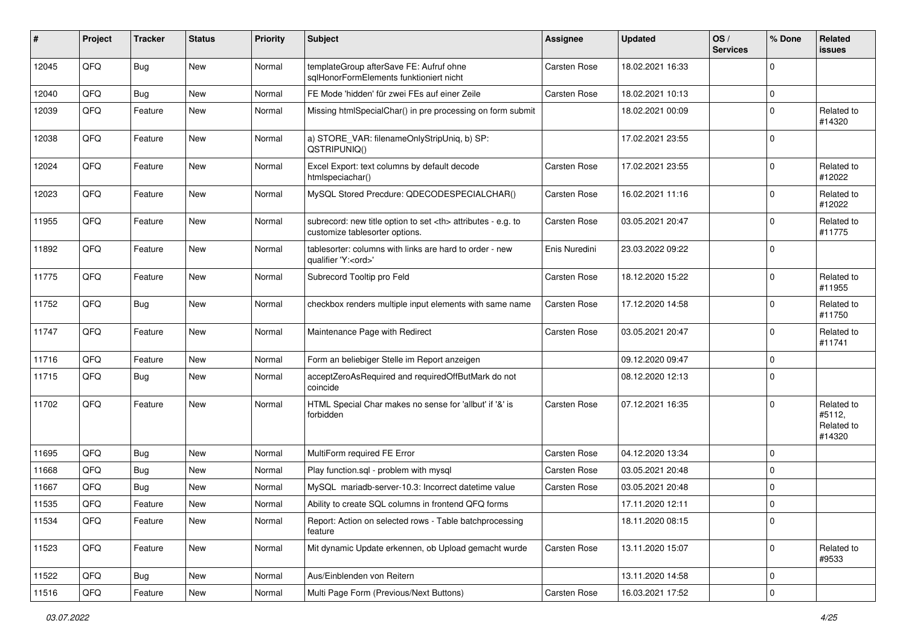| # | Project | Tracker | Status | Priority | Subject | Assignee | Updated | OS / Services | % Done | Related issues |
|---|---|---|---|---|---|---|---|---|---|---|
| 12045 | QFQ | Bug | New | Normal | templateGroup afterSave FE: Aufruf ohne sqlHonorFormElements funktioniert nicht | Carsten Rose | 18.02.2021 16:33 | | 0 | |
| 12040 | QFQ | Bug | New | Normal | FE Mode 'hidden' für zwei FEs auf einer Zeile | Carsten Rose | 18.02.2021 10:13 | | 0 | |
| 12039 | QFQ | Feature | New | Normal | Missing htmlSpecialChar() in pre processing on form submit | | 18.02.2021 00:09 | | 0 | Related to #14320 |
| 12038 | QFQ | Feature | New | Normal | a) STORE_VAR: filenameOnlyStripUniq, b) SP: QSTRIPUNIQ() | | 17.02.2021 23:55 | | 0 | |
| 12024 | QFQ | Feature | New | Normal | Excel Export: text columns by default decode htmlspeciachar() | Carsten Rose | 17.02.2021 23:55 | | 0 | Related to #12022 |
| 12023 | QFQ | Feature | New | Normal | MySQL Stored Precdure: QDECODESPECIALCHAR() | Carsten Rose | 16.02.2021 11:16 | | 0 | Related to #12022 |
| 11955 | QFQ | Feature | New | Normal | subrecord: new title option to set <th> attributes - e.g. to customize tablesorter options. | Carsten Rose | 03.05.2021 20:47 | | 0 | Related to #11775 |
| 11892 | QFQ | Feature | New | Normal | tablesorter: columns with links are hard to order - new qualifier 'Y:<ord>' | Enis Nuredini | 23.03.2022 09:22 | | 0 | |
| 11775 | QFQ | Feature | New | Normal | Subrecord Tooltip pro Feld | Carsten Rose | 18.12.2020 15:22 | | 0 | Related to #11955 |
| 11752 | QFQ | Bug | New | Normal | checkbox renders multiple input elements with same name | Carsten Rose | 17.12.2020 14:58 | | 0 | Related to #11750 |
| 11747 | QFQ | Feature | New | Normal | Maintenance Page with Redirect | Carsten Rose | 03.05.2021 20:47 | | 0 | Related to #11741 |
| 11716 | QFQ | Feature | New | Normal | Form an beliebiger Stelle im Report anzeigen | | 09.12.2020 09:47 | | 0 | |
| 11715 | QFQ | Bug | New | Normal | acceptZeroAsRequired and requiredOffButMark do not coincide | | 08.12.2020 12:13 | | 0 | |
| 11702 | QFQ | Feature | New | Normal | HTML Special Char makes no sense for 'allbut' if '&' is forbidden | Carsten Rose | 07.12.2021 16:35 | | 0 | Related to #5112, Related to #14320 |
| 11695 | QFQ | Bug | New | Normal | MultiForm required FE Error | Carsten Rose | 04.12.2020 13:34 | | 0 | |
| 11668 | QFQ | Bug | New | Normal | Play function.sql - problem with mysql | Carsten Rose | 03.05.2021 20:48 | | 0 | |
| 11667 | QFQ | Bug | New | Normal | MySQL mariadb-server-10.3: Incorrect datetime value | Carsten Rose | 03.05.2021 20:48 | | 0 | |
| 11535 | QFQ | Feature | New | Normal | Ability to create SQL columns in frontend QFQ forms | | 17.11.2020 12:11 | | 0 | |
| 11534 | QFQ | Feature | New | Normal | Report: Action on selected rows - Table batchprocessing feature | | 18.11.2020 08:15 | | 0 | |
| 11523 | QFQ | Feature | New | Normal | Mit dynamic Update erkennen, ob Upload gemacht wurde | Carsten Rose | 13.11.2020 15:07 | | 0 | Related to #9533 |
| 11522 | QFQ | Bug | New | Normal | Aus/Einblenden von Reitern | | 13.11.2020 14:58 | | 0 | |
| 11516 | QFQ | Feature | New | Normal | Multi Page Form (Previous/Next Buttons) | Carsten Rose | 16.03.2021 17:52 | | 0 | |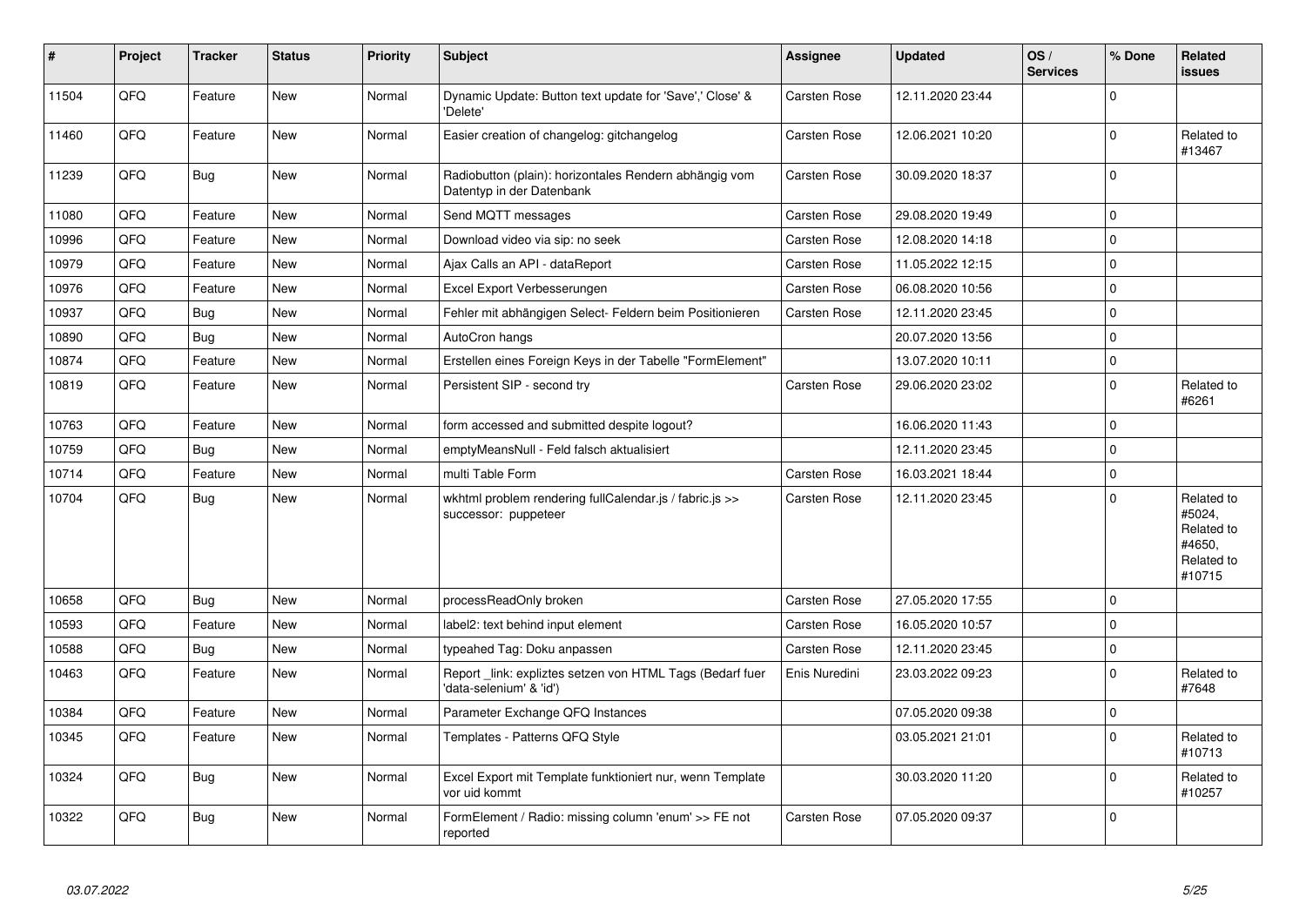| # | Project | Tracker | Status | Priority | Subject | Assignee | Updated | OS / Services | % Done | Related issues |
|---|---|---|---|---|---|---|---|---|---|---|
| 11504 | QFQ | Feature | New | Normal | Dynamic Update: Button text update for 'Save',' Close' & 'Delete' | Carsten Rose | 12.11.2020 23:44 | | 0 | |
| 11460 | QFQ | Feature | New | Normal | Easier creation of changelog: gitchangelog | Carsten Rose | 12.06.2021 10:20 | | 0 | Related to #13467 |
| 11239 | QFQ | Bug | New | Normal | Radiobutton (plain): horizontales Rendern abhängig vom Datentyp in der Datenbank | Carsten Rose | 30.09.2020 18:37 | | 0 | |
| 11080 | QFQ | Feature | New | Normal | Send MQTT messages | Carsten Rose | 29.08.2020 19:49 | | 0 | |
| 10996 | QFQ | Feature | New | Normal | Download video via sip: no seek | Carsten Rose | 12.08.2020 14:18 | | 0 | |
| 10979 | QFQ | Feature | New | Normal | Ajax Calls an API - dataReport | Carsten Rose | 11.05.2022 12:15 | | 0 | |
| 10976 | QFQ | Feature | New | Normal | Excel Export Verbesserungen | Carsten Rose | 06.08.2020 10:56 | | 0 | |
| 10937 | QFQ | Bug | New | Normal | Fehler mit abhängigen Select- Feldern beim Positionieren | Carsten Rose | 12.11.2020 23:45 | | 0 | |
| 10890 | QFQ | Bug | New | Normal | AutoCron hangs | | 20.07.2020 13:56 | | 0 | |
| 10874 | QFQ | Feature | New | Normal | Erstellen eines Foreign Keys in der Tabelle "FormElement" | | 13.07.2020 10:11 | | 0 | |
| 10819 | QFQ | Feature | New | Normal | Persistent SIP - second try | Carsten Rose | 29.06.2020 23:02 | | 0 | Related to #6261 |
| 10763 | QFQ | Feature | New | Normal | form accessed and submitted despite logout? | | 16.06.2020 11:43 | | 0 | |
| 10759 | QFQ | Bug | New | Normal | emptyMeansNull - Feld falsch aktualisiert | | 12.11.2020 23:45 | | 0 | |
| 10714 | QFQ | Feature | New | Normal | multi Table Form | Carsten Rose | 16.03.2021 18:44 | | 0 | |
| 10704 | QFQ | Bug | New | Normal | wkhtml problem rendering fullCalendar.js / fabric.js >> successor: puppeteer | Carsten Rose | 12.11.2020 23:45 | | 0 | Related to #5024, Related to #4650, Related to #10715 |
| 10658 | QFQ | Bug | New | Normal | processReadOnly broken | Carsten Rose | 27.05.2020 17:55 | | 0 | |
| 10593 | QFQ | Feature | New | Normal | label2: text behind input element | Carsten Rose | 16.05.2020 10:57 | | 0 | |
| 10588 | QFQ | Bug | New | Normal | typeahed Tag: Doku anpassen | Carsten Rose | 12.11.2020 23:45 | | 0 | |
| 10463 | QFQ | Feature | New | Normal | Report _link: expliztes setzen von HTML Tags (Bedarf fuer 'data-selenium' & 'id') | Enis Nuredini | 23.03.2022 09:23 | | 0 | Related to #7648 |
| 10384 | QFQ | Feature | New | Normal | Parameter Exchange QFQ Instances | | 07.05.2020 09:38 | | 0 | |
| 10345 | QFQ | Feature | New | Normal | Templates - Patterns QFQ Style | | 03.05.2021 21:01 | | 0 | Related to #10713 |
| 10324 | QFQ | Bug | New | Normal | Excel Export mit Template funktioniert nur, wenn Template vor uid kommt | | 30.03.2020 11:20 | | 0 | Related to #10257 |
| 10322 | QFQ | Bug | New | Normal | FormElement / Radio: missing column 'enum' >> FE not reported | Carsten Rose | 07.05.2020 09:37 | | 0 | |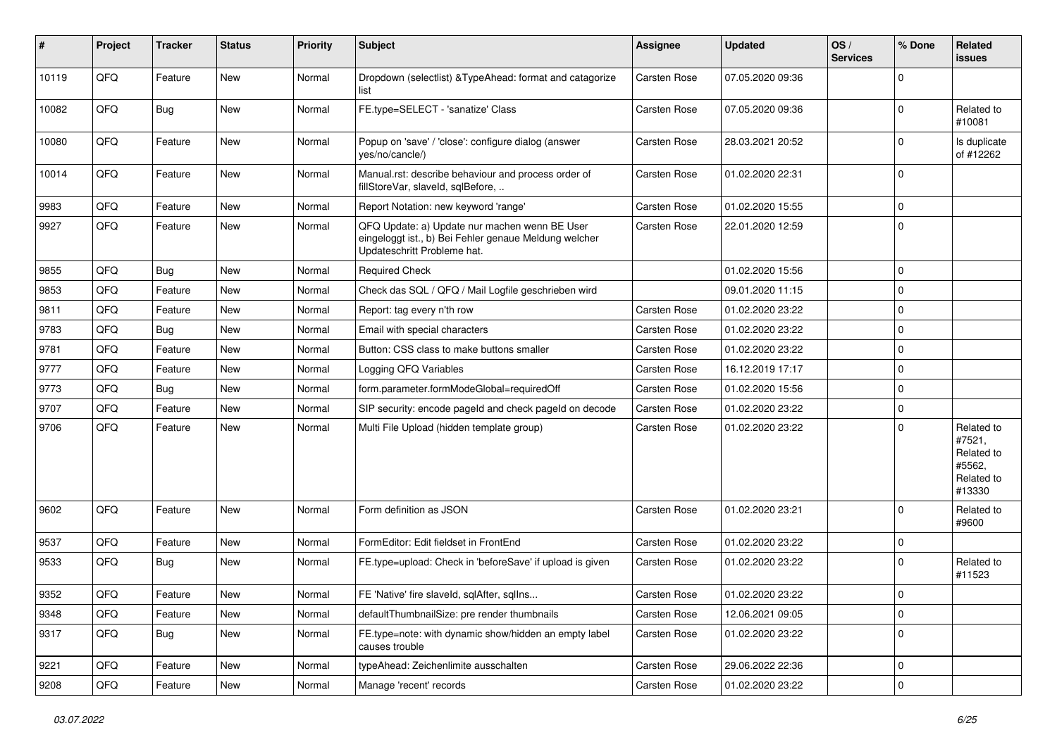| # | Project | Tracker | Status | Priority | Subject | Assignee | Updated | OS / Services | % Done | Related issues |
|---|---|---|---|---|---|---|---|---|---|---|
| 10119 | QFQ | Feature | New | Normal | Dropdown (selectlist) &TypeAhead: format and catagorize list | Carsten Rose | 07.05.2020 09:36 | | 0 | |
| 10082 | QFQ | Bug | New | Normal | FE.type=SELECT - 'sanatize' Class | Carsten Rose | 07.05.2020 09:36 | | 0 | Related to #10081 |
| 10080 | QFQ | Feature | New | Normal | Popup on 'save' / 'close': configure dialog (answer yes/no/cancle/) | Carsten Rose | 28.03.2021 20:52 | | 0 | Is duplicate of #12262 |
| 10014 | QFQ | Feature | New | Normal | Manual.rst: describe behaviour and process order of fillStoreVar, slaveId, sqlBefore, .. | Carsten Rose | 01.02.2020 22:31 | | 0 | |
| 9983 | QFQ | Feature | New | Normal | Report Notation: new keyword 'range' | Carsten Rose | 01.02.2020 15:55 | | 0 | |
| 9927 | QFQ | Feature | New | Normal | QFQ Update: a) Update nur machen wenn BE User eingeloggt ist., b) Bei Fehler genaue Meldung welcher Updateschritt Probleme hat. | Carsten Rose | 22.01.2020 12:59 | | 0 | |
| 9855 | QFQ | Bug | New | Normal | Required Check | | 01.02.2020 15:56 | | 0 | |
| 9853 | QFQ | Feature | New | Normal | Check das SQL / QFQ / Mail Logfile geschrieben wird | | 09.01.2020 11:15 | | 0 | |
| 9811 | QFQ | Feature | New | Normal | Report: tag every n'th row | Carsten Rose | 01.02.2020 23:22 | | 0 | |
| 9783 | QFQ | Bug | New | Normal | Email with special characters | Carsten Rose | 01.02.2020 23:22 | | 0 | |
| 9781 | QFQ | Feature | New | Normal | Button: CSS class to make buttons smaller | Carsten Rose | 01.02.2020 23:22 | | 0 | |
| 9777 | QFQ | Feature | New | Normal | Logging QFQ Variables | Carsten Rose | 16.12.2019 17:17 | | 0 | |
| 9773 | QFQ | Bug | New | Normal | form.parameter.formModeGlobal=requiredOff | Carsten Rose | 01.02.2020 15:56 | | 0 | |
| 9707 | QFQ | Feature | New | Normal | SIP security: encode pageId and check pageId on decode | Carsten Rose | 01.02.2020 23:22 | | 0 | |
| 9706 | QFQ | Feature | New | Normal | Multi File Upload (hidden template group) | Carsten Rose | 01.02.2020 23:22 | | 0 | Related to #7521, Related to #5562, Related to #13330 |
| 9602 | QFQ | Feature | New | Normal | Form definition as JSON | Carsten Rose | 01.02.2020 23:21 | | 0 | Related to #9600 |
| 9537 | QFQ | Feature | New | Normal | FormEditor: Edit fieldset in FrontEnd | Carsten Rose | 01.02.2020 23:22 | | 0 | |
| 9533 | QFQ | Bug | New | Normal | FE.type=upload: Check in 'beforeSave' if upload is given | Carsten Rose | 01.02.2020 23:22 | | 0 | Related to #11523 |
| 9352 | QFQ | Feature | New | Normal | FE 'Native' fire slaveId, sqlAfter, sqlIns... | Carsten Rose | 01.02.2020 23:22 | | 0 | |
| 9348 | QFQ | Feature | New | Normal | defaultThumbnailSize: pre render thumbnails | Carsten Rose | 12.06.2021 09:05 | | 0 | |
| 9317 | QFQ | Bug | New | Normal | FE.type=note: with dynamic show/hidden an empty label causes trouble | Carsten Rose | 01.02.2020 23:22 | | 0 | |
| 9221 | QFQ | Feature | New | Normal | typeAhead: Zeichenlimite ausschalten | Carsten Rose | 29.06.2022 22:36 | | 0 | |
| 9208 | QFQ | Feature | New | Normal | Manage 'recent' records | Carsten Rose | 01.02.2020 23:22 | | 0 | |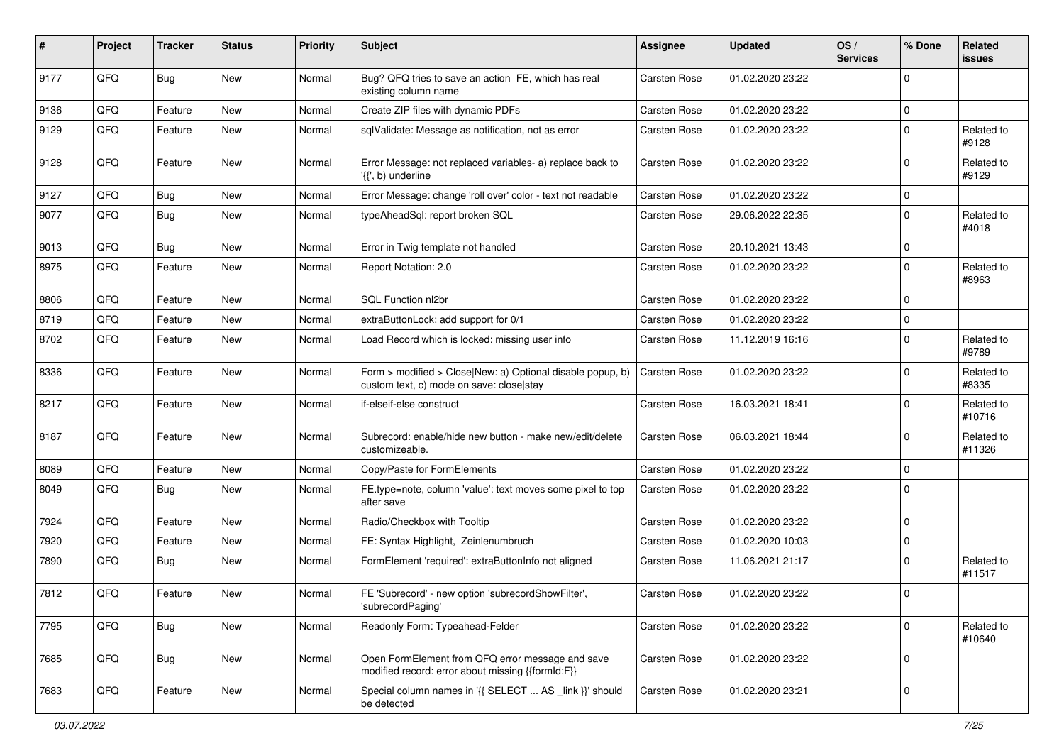| # | Project | Tracker | Status | Priority | Subject | Assignee | Updated | OS / Services | % Done | Related issues |
|---|---|---|---|---|---|---|---|---|---|---|
| 9177 | QFQ | Bug | New | Normal | Bug? QFQ tries to save an action FE, which has real existing column name | Carsten Rose | 01.02.2020 23:22 | | 0 | |
| 9136 | QFQ | Feature | New | Normal | Create ZIP files with dynamic PDFs | Carsten Rose | 01.02.2020 23:22 | | 0 | |
| 9129 | QFQ | Feature | New | Normal | sqlValidate: Message as notification, not as error | Carsten Rose | 01.02.2020 23:22 | | 0 | Related to #9128 |
| 9128 | QFQ | Feature | New | Normal | Error Message: not replaced variables- a) replace back to '{{', b) underline | Carsten Rose | 01.02.2020 23:22 | | 0 | Related to #9129 |
| 9127 | QFQ | Bug | New | Normal | Error Message: change 'roll over' color - text not readable | Carsten Rose | 01.02.2020 23:22 | | 0 | |
| 9077 | QFQ | Bug | New | Normal | typeAheadSql: report broken SQL | Carsten Rose | 29.06.2022 22:35 | | 0 | Related to #4018 |
| 9013 | QFQ | Bug | New | Normal | Error in Twig template not handled | Carsten Rose | 20.10.2021 13:43 | | 0 | |
| 8975 | QFQ | Feature | New | Normal | Report Notation: 2.0 | Carsten Rose | 01.02.2020 23:22 | | 0 | Related to #8963 |
| 8806 | QFQ | Feature | New | Normal | SQL Function nl2br | Carsten Rose | 01.02.2020 23:22 | | 0 | |
| 8719 | QFQ | Feature | New | Normal | extraButtonLock: add support for 0/1 | Carsten Rose | 01.02.2020 23:22 | | 0 | |
| 8702 | QFQ | Feature | New | Normal | Load Record which is locked: missing user info | Carsten Rose | 11.12.2019 16:16 | | 0 | Related to #9789 |
| 8336 | QFQ | Feature | New | Normal | Form > modified > Close\|New: a) Optional disable popup, b) custom text, c) mode on save: close\|stay | Carsten Rose | 01.02.2020 23:22 | | 0 | Related to #8335 |
| 8217 | QFQ | Feature | New | Normal | if-elseif-else construct | Carsten Rose | 16.03.2021 18:41 | | 0 | Related to #10716 |
| 8187 | QFQ | Feature | New | Normal | Subrecord: enable/hide new button - make new/edit/delete customizeable. | Carsten Rose | 06.03.2021 18:44 | | 0 | Related to #11326 |
| 8089 | QFQ | Feature | New | Normal | Copy/Paste for FormElements | Carsten Rose | 01.02.2020 23:22 | | 0 | |
| 8049 | QFQ | Bug | New | Normal | FE.type=note, column 'value': text moves some pixel to top after save | Carsten Rose | 01.02.2020 23:22 | | 0 | |
| 7924 | QFQ | Feature | New | Normal | Radio/Checkbox with Tooltip | Carsten Rose | 01.02.2020 23:22 | | 0 | |
| 7920 | QFQ | Feature | New | Normal | FE: Syntax Highlight, Zeinlenumbruch | Carsten Rose | 01.02.2020 10:03 | | 0 | |
| 7890 | QFQ | Bug | New | Normal | FormElement 'required': extraButtonInfo not aligned | Carsten Rose | 11.06.2021 21:17 | | 0 | Related to #11517 |
| 7812 | QFQ | Feature | New | Normal | FE 'Subrecord' - new option 'subrecordShowFilter', 'subrecordPaging' | Carsten Rose | 01.02.2020 23:22 | | 0 | |
| 7795 | QFQ | Bug | New | Normal | Readonly Form: Typeahead-Felder | Carsten Rose | 01.02.2020 23:22 | | 0 | Related to #10640 |
| 7685 | QFQ | Bug | New | Normal | Open FormElement from QFQ error message and save modified record: error about missing {{formId:F}} | Carsten Rose | 01.02.2020 23:22 | | 0 | |
| 7683 | QFQ | Feature | New | Normal | Special column names in '{{ SELECT ... AS _link }}' should be detected | Carsten Rose | 01.02.2020 23:21 | | 0 | |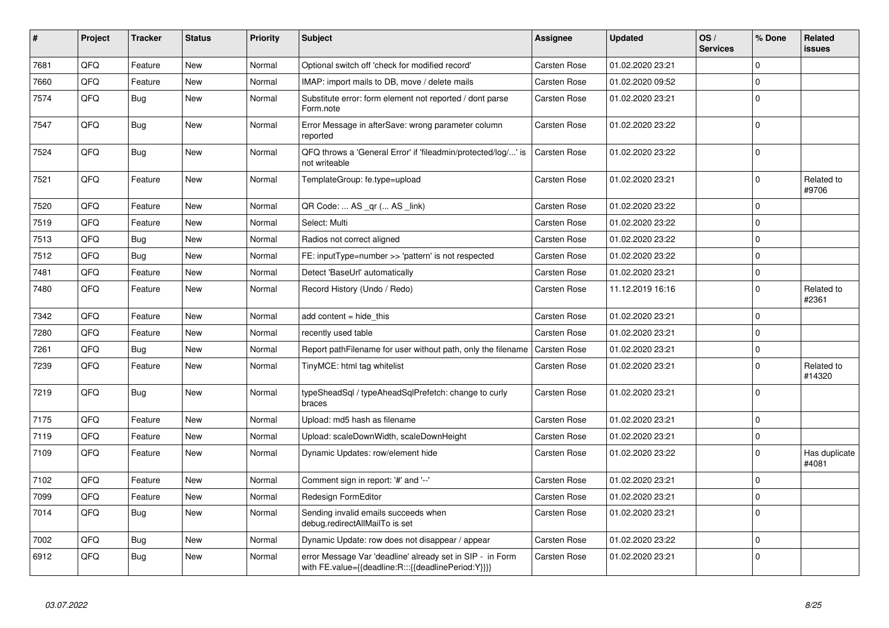| # | Project | Tracker | Status | Priority | Subject | Assignee | Updated | OS / Services | % Done | Related issues |
|---|---|---|---|---|---|---|---|---|---|---|
| 7681 | QFQ | Feature | New | Normal | Optional switch off 'check for modified record' | Carsten Rose | 01.02.2020 23:21 | | 0 | |
| 7660 | QFQ | Feature | New | Normal | IMAP: import mails to DB, move / delete mails | Carsten Rose | 01.02.2020 09:52 | | 0 | |
| 7574 | QFQ | Bug | New | Normal | Substitute error: form element not reported / dont parse Form.note | Carsten Rose | 01.02.2020 23:21 | | 0 | |
| 7547 | QFQ | Bug | New | Normal | Error Message in afterSave: wrong parameter column reported | Carsten Rose | 01.02.2020 23:22 | | 0 | |
| 7524 | QFQ | Bug | New | Normal | QFQ throws a 'General Error' if 'fileadmin/protected/log/...' is not writeable | Carsten Rose | 01.02.2020 23:22 | | 0 | |
| 7521 | QFQ | Feature | New | Normal | TemplateGroup: fe.type=upload | Carsten Rose | 01.02.2020 23:21 | | 0 | Related to #9706 |
| 7520 | QFQ | Feature | New | Normal | QR Code: ... AS _qr ( ... AS _link) | Carsten Rose | 01.02.2020 23:22 | | 0 | |
| 7519 | QFQ | Feature | New | Normal | Select: Multi | Carsten Rose | 01.02.2020 23:22 | | 0 | |
| 7513 | QFQ | Bug | New | Normal | Radios not correct aligned | Carsten Rose | 01.02.2020 23:22 | | 0 | |
| 7512 | QFQ | Bug | New | Normal | FE: inputType=number >> 'pattern' is not respected | Carsten Rose | 01.02.2020 23:22 | | 0 | |
| 7481 | QFQ | Feature | New | Normal | Detect 'BaseUrl' automatically | Carsten Rose | 01.02.2020 23:21 | | 0 | |
| 7480 | QFQ | Feature | New | Normal | Record History (Undo / Redo) | Carsten Rose | 11.12.2019 16:16 | | 0 | Related to #2361 |
| 7342 | QFQ | Feature | New | Normal | add content = hide_this | Carsten Rose | 01.02.2020 23:21 | | 0 | |
| 7280 | QFQ | Feature | New | Normal | recently used table | Carsten Rose | 01.02.2020 23:21 | | 0 | |
| 7261 | QFQ | Bug | New | Normal | Report pathFilename for user without path, only the filename | Carsten Rose | 01.02.2020 23:21 | | 0 | |
| 7239 | QFQ | Feature | New | Normal | TinyMCE: html tag whitelist | Carsten Rose | 01.02.2020 23:21 | | 0 | Related to #14320 |
| 7219 | QFQ | Bug | New | Normal | typeSheadSql / typeAheadSqlPrefetch: change to curly braces | Carsten Rose | 01.02.2020 23:21 | | 0 | |
| 7175 | QFQ | Feature | New | Normal | Upload: md5 hash as filename | Carsten Rose | 01.02.2020 23:21 | | 0 | |
| 7119 | QFQ | Feature | New | Normal | Upload: scaleDownWidth, scaleDownHeight | Carsten Rose | 01.02.2020 23:21 | | 0 | |
| 7109 | QFQ | Feature | New | Normal | Dynamic Updates: row/element hide | Carsten Rose | 01.02.2020 23:22 | | 0 | Has duplicate #4081 |
| 7102 | QFQ | Feature | New | Normal | Comment sign in report: '#' and '--' | Carsten Rose | 01.02.2020 23:21 | | 0 | |
| 7099 | QFQ | Feature | New | Normal | Redesign FormEditor | Carsten Rose | 01.02.2020 23:21 | | 0 | |
| 7014 | QFQ | Bug | New | Normal | Sending invalid emails succeeds when debug.redirectAllMailTo is set | Carsten Rose | 01.02.2020 23:21 | | 0 | |
| 7002 | QFQ | Bug | New | Normal | Dynamic Update: row does not disappear / appear | Carsten Rose | 01.02.2020 23:22 | | 0 | |
| 6912 | QFQ | Bug | New | Normal | error Message Var 'deadline' already set in SIP - in Form with FE.value={{deadline:R:::{{deadlinePeriod:Y}}}} | Carsten Rose | 01.02.2020 23:21 | | 0 | |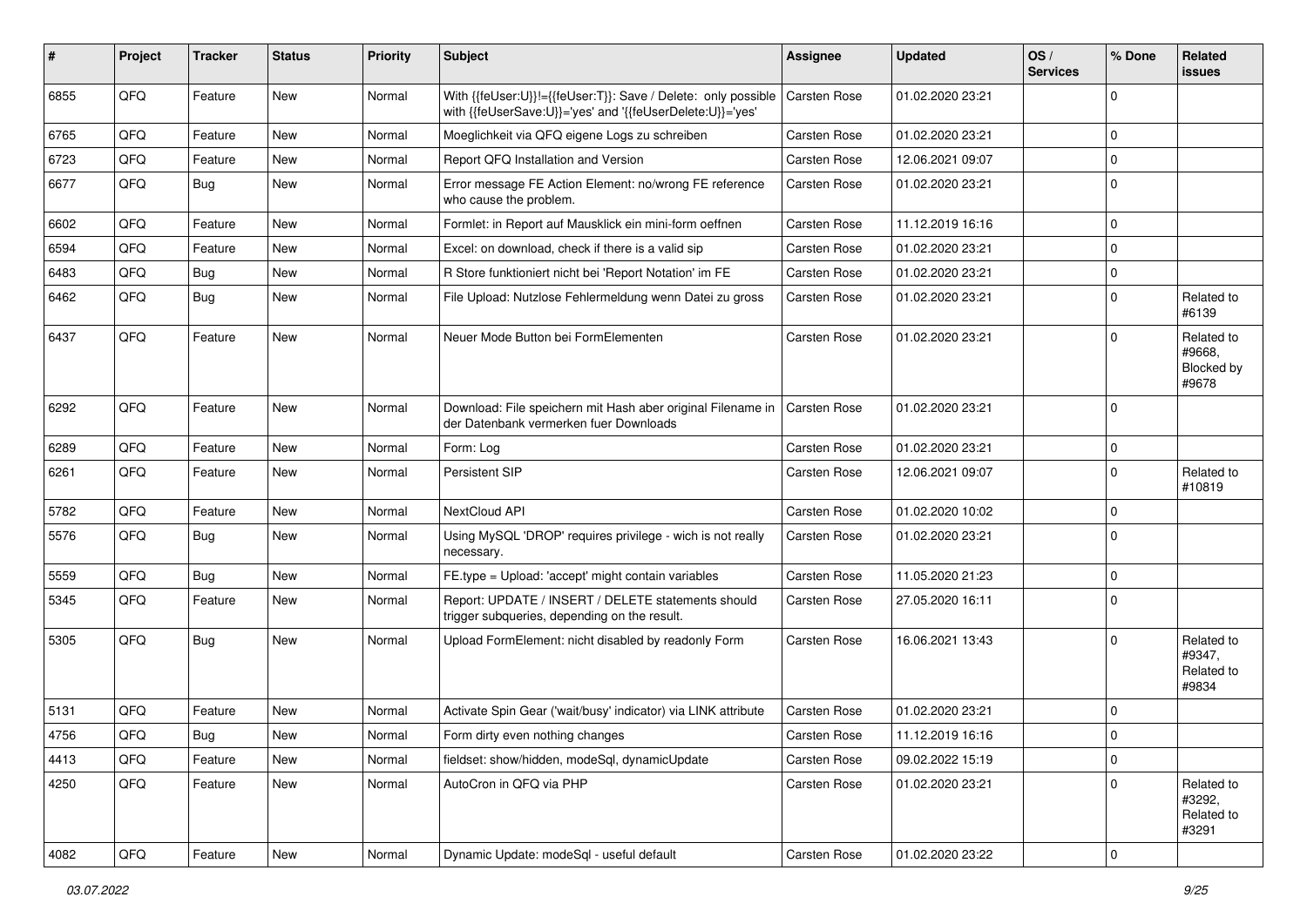| # | Project | Tracker | Status | Priority | Subject | Assignee | Updated | OS / Services | % Done | Related issues |
|---|---|---|---|---|---|---|---|---|---|---|
| 6855 | QFQ | Feature | New | Normal | With {{feUser:U}}!={{feUser:T}}: Save / Delete: only possible with {{feUserSave:U}}='yes' and '{{feUserDelete:U}}='yes' | Carsten Rose | 01.02.2020 23:21 | | 0 | |
| 6765 | QFQ | Feature | New | Normal | Moeglichkeit via QFQ eigene Logs zu schreiben | Carsten Rose | 01.02.2020 23:21 | | 0 | |
| 6723 | QFQ | Feature | New | Normal | Report QFQ Installation and Version | Carsten Rose | 12.06.2021 09:07 | | 0 | |
| 6677 | QFQ | Bug | New | Normal | Error message FE Action Element: no/wrong FE reference who cause the problem. | Carsten Rose | 01.02.2020 23:21 | | 0 | |
| 6602 | QFQ | Feature | New | Normal | Formlet: in Report auf Mausklick ein mini-form oeffnen | Carsten Rose | 11.12.2019 16:16 | | 0 | |
| 6594 | QFQ | Feature | New | Normal | Excel: on download, check if there is a valid sip | Carsten Rose | 01.02.2020 23:21 | | 0 | |
| 6483 | QFQ | Bug | New | Normal | R Store funktioniert nicht bei 'Report Notation' im FE | Carsten Rose | 01.02.2020 23:21 | | 0 | |
| 6462 | QFQ | Bug | New | Normal | File Upload: Nutzlose Fehlermeldung wenn Datei zu gross | Carsten Rose | 01.02.2020 23:21 | | 0 | Related to #6139 |
| 6437 | QFQ | Feature | New | Normal | Neuer Mode Button bei FormElementen | Carsten Rose | 01.02.2020 23:21 | | 0 | Related to #9668, Blocked by #9678 |
| 6292 | QFQ | Feature | New | Normal | Download: File speichern mit Hash aber original Filename in der Datenbank vermerken fuer Downloads | Carsten Rose | 01.02.2020 23:21 | | 0 | |
| 6289 | QFQ | Feature | New | Normal | Form: Log | Carsten Rose | 01.02.2020 23:21 | | 0 | |
| 6261 | QFQ | Feature | New | Normal | Persistent SIP | Carsten Rose | 12.06.2021 09:07 | | 0 | Related to #10819 |
| 5782 | QFQ | Feature | New | Normal | NextCloud API | Carsten Rose | 01.02.2020 10:02 | | 0 | |
| 5576 | QFQ | Bug | New | Normal | Using MySQL 'DROP' requires privilege - wich is not really necessary. | Carsten Rose | 01.02.2020 23:21 | | 0 | |
| 5559 | QFQ | Bug | New | Normal | FE.type = Upload: 'accept' might contain variables | Carsten Rose | 11.05.2020 21:23 | | 0 | |
| 5345 | QFQ | Feature | New | Normal | Report: UPDATE / INSERT / DELETE statements should trigger subqueries, depending on the result. | Carsten Rose | 27.05.2020 16:11 | | 0 | |
| 5305 | QFQ | Bug | New | Normal | Upload FormElement: nicht disabled by readonly Form | Carsten Rose | 16.06.2021 13:43 | | 0 | Related to #9347, Related to #9834 |
| 5131 | QFQ | Feature | New | Normal | Activate Spin Gear ('wait/busy' indicator) via LINK attribute | Carsten Rose | 01.02.2020 23:21 | | 0 | |
| 4756 | QFQ | Bug | New | Normal | Form dirty even nothing changes | Carsten Rose | 11.12.2019 16:16 | | 0 | |
| 4413 | QFQ | Feature | New | Normal | fieldset: show/hidden, modeSql, dynamicUpdate | Carsten Rose | 09.02.2022 15:19 | | 0 | |
| 4250 | QFQ | Feature | New | Normal | AutoCron in QFQ via PHP | Carsten Rose | 01.02.2020 23:21 | | 0 | Related to #3292, Related to #3291 |
| 4082 | QFQ | Feature | New | Normal | Dynamic Update: modeSql - useful default | Carsten Rose | 01.02.2020 23:22 | | 0 | |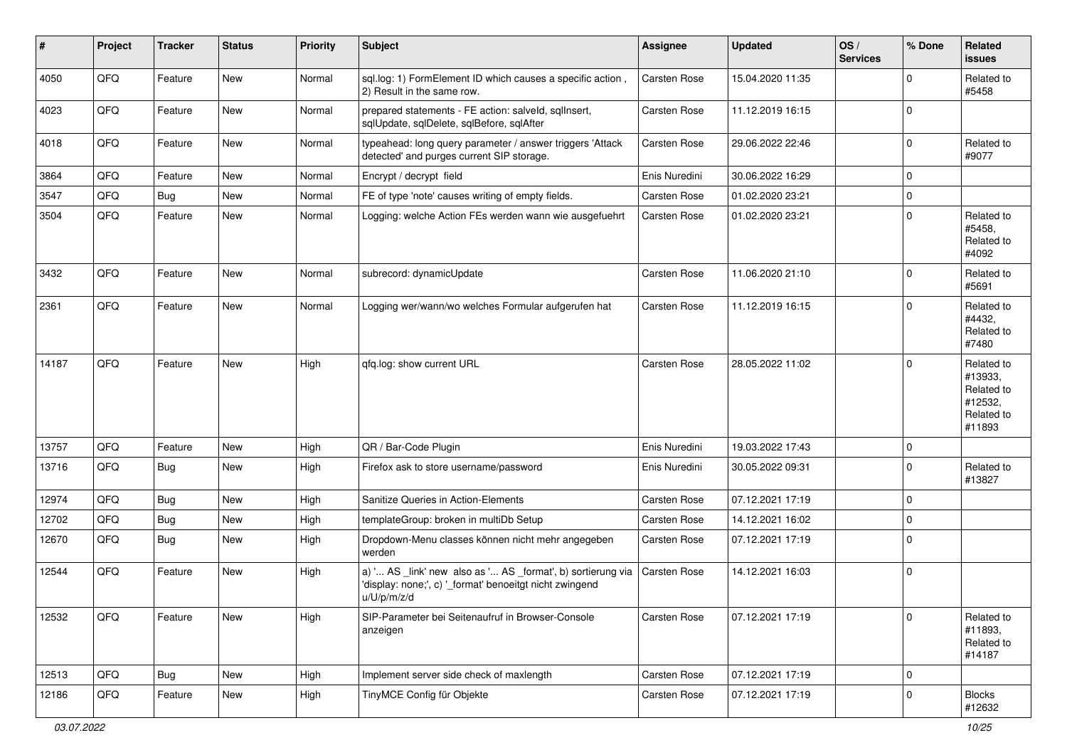| # | Project | Tracker | Status | Priority | Subject | Assignee | Updated | OS / Services | % Done | Related issues |
|---|---|---|---|---|---|---|---|---|---|---|
| 4050 | QFQ | Feature | New | Normal | sql.log: 1) FormElement ID which causes a specific action , 2) Result in the same row. | Carsten Rose | 15.04.2020 11:35 | | 0 | Related to #5458 |
| 4023 | QFQ | Feature | New | Normal | prepared statements - FE action: salveld, sqlInsert, sqlUpdate, sqlDelete, sqlBefore, sqlAfter | Carsten Rose | 11.12.2019 16:15 | | 0 | |
| 4018 | QFQ | Feature | New | Normal | typeahead: long query parameter / answer triggers 'Attack detected' and purges current SIP storage. | Carsten Rose | 29.06.2022 22:46 | | 0 | Related to #9077 |
| 3864 | QFQ | Feature | New | Normal | Encrypt / decrypt field | Enis Nuredini | 30.06.2022 16:29 | | 0 | |
| 3547 | QFQ | Bug | New | Normal | FE of type 'note' causes writing of empty fields. | Carsten Rose | 01.02.2020 23:21 | | 0 | |
| 3504 | QFQ | Feature | New | Normal | Logging: welche Action FEs werden wann wie ausgefuehrt | Carsten Rose | 01.02.2020 23:21 | | 0 | Related to #5458, Related to #4092 |
| 3432 | QFQ | Feature | New | Normal | subrecord: dynamicUpdate | Carsten Rose | 11.06.2020 21:10 | | 0 | Related to #5691 |
| 2361 | QFQ | Feature | New | Normal | Logging wer/wann/wo welches Formular aufgerufen hat | Carsten Rose | 11.12.2019 16:15 | | 0 | Related to #4432, Related to #7480 |
| 14187 | QFQ | Feature | New | High | qfq.log: show current URL | Carsten Rose | 28.05.2022 11:02 | | 0 | Related to #13933, Related to #12532, Related to #11893 |
| 13757 | QFQ | Feature | New | High | QR / Bar-Code Plugin | Enis Nuredini | 19.03.2022 17:43 | | 0 | |
| 13716 | QFQ | Bug | New | High | Firefox ask to store username/password | Enis Nuredini | 30.05.2022 09:31 | | 0 | Related to #13827 |
| 12974 | QFQ | Bug | New | High | Sanitize Queries in Action-Elements | Carsten Rose | 07.12.2021 17:19 | | 0 | |
| 12702 | QFQ | Bug | New | High | templateGroup: broken in multiDb Setup | Carsten Rose | 14.12.2021 16:02 | | 0 | |
| 12670 | QFQ | Bug | New | High | Dropdown-Menu classes können nicht mehr angegeben werden | Carsten Rose | 07.12.2021 17:19 | | 0 | |
| 12544 | QFQ | Feature | New | High | a) '... AS _link' new also as '... AS _format', b) sortierung via 'display: none;', c) '_format' benoeitgt nicht zwingend u/U/p/m/z/d | Carsten Rose | 14.12.2021 16:03 | | 0 | |
| 12532 | QFQ | Feature | New | High | SIP-Parameter bei Seitenaufruf in Browser-Console anzeigen | Carsten Rose | 07.12.2021 17:19 | | 0 | Related to #11893, Related to #14187 |
| 12513 | QFQ | Bug | New | High | Implement server side check of maxlength | Carsten Rose | 07.12.2021 17:19 | | 0 | |
| 12186 | QFQ | Feature | New | High | TinyMCE Config für Objekte | Carsten Rose | 07.12.2021 17:19 | | 0 | Blocks #12632 |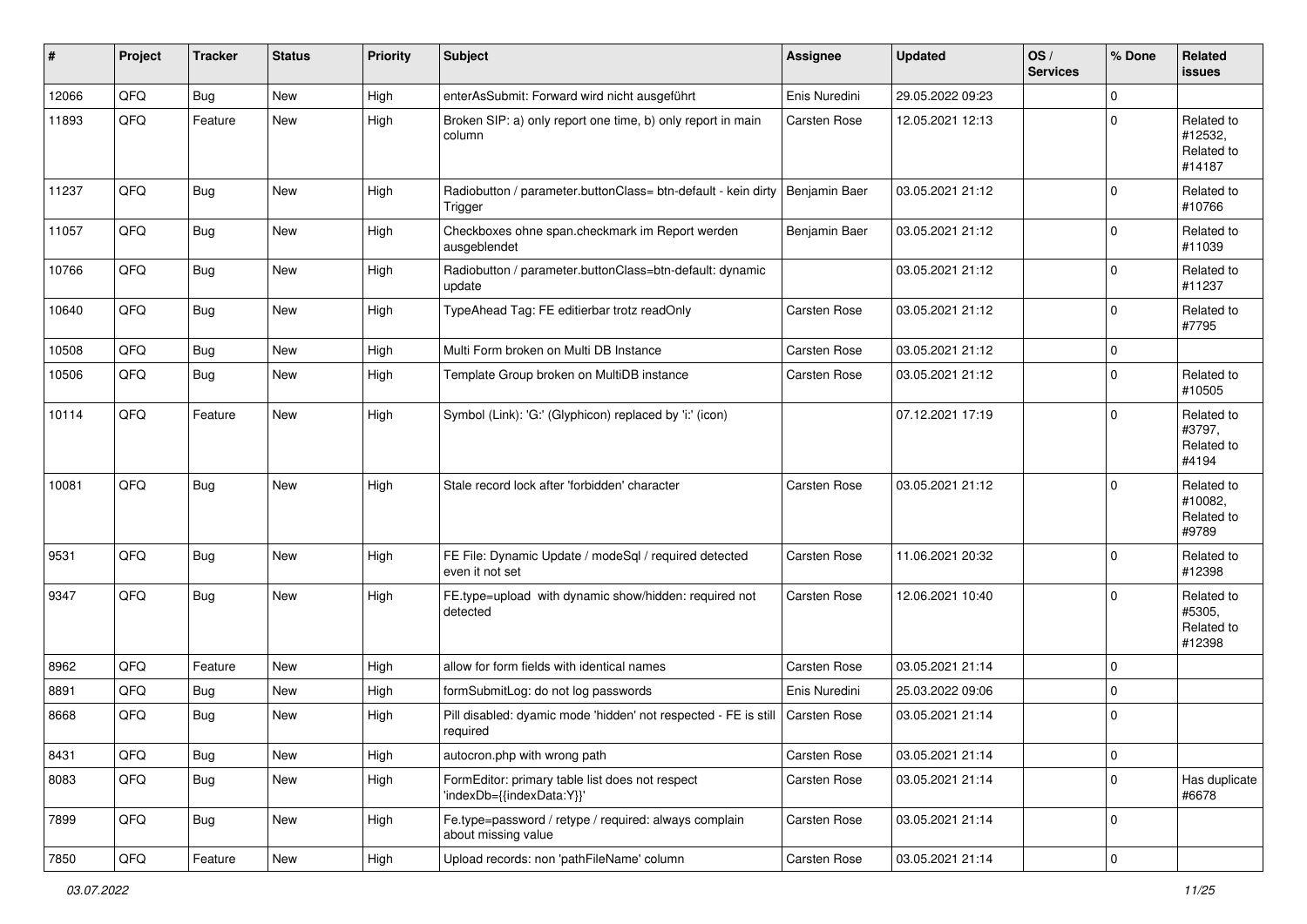| # | Project | Tracker | Status | Priority | Subject | Assignee | Updated | OS / Services | % Done | Related issues |
|---|---|---|---|---|---|---|---|---|---|---|
| 12066 | QFQ | Bug | New | High | enterAsSubmit: Forward wird nicht ausgeführt | Enis Nuredini | 29.05.2022 09:23 | | 0 | |
| 11893 | QFQ | Feature | New | High | Broken SIP: a) only report one time, b) only report in main column | Carsten Rose | 12.05.2021 12:13 | | 0 | Related to #12532, Related to #14187 |
| 11237 | QFQ | Bug | New | High | Radiobutton / parameter.buttonClass= btn-default - kein dirty Trigger | Benjamin Baer | 03.05.2021 21:12 | | 0 | Related to #10766 |
| 11057 | QFQ | Bug | New | High | Checkboxes ohne span.checkmark im Report werden ausgeblendet | Benjamin Baer | 03.05.2021 21:12 | | 0 | Related to #11039 |
| 10766 | QFQ | Bug | New | High | Radiobutton / parameter.buttonClass=btn-default: dynamic update | | 03.05.2021 21:12 | | 0 | Related to #11237 |
| 10640 | QFQ | Bug | New | High | TypeAhead Tag: FE editierbar trotz readOnly | Carsten Rose | 03.05.2021 21:12 | | 0 | Related to #7795 |
| 10508 | QFQ | Bug | New | High | Multi Form broken on Multi DB Instance | Carsten Rose | 03.05.2021 21:12 | | 0 | |
| 10506 | QFQ | Bug | New | High | Template Group broken on MultiDB instance | Carsten Rose | 03.05.2021 21:12 | | 0 | Related to #10505 |
| 10114 | QFQ | Feature | New | High | Symbol (Link): 'G:' (Glyphicon) replaced by 'i:' (icon) | | 07.12.2021 17:19 | | 0 | Related to #3797, Related to #4194 |
| 10081 | QFQ | Bug | New | High | Stale record lock after 'forbidden' character | Carsten Rose | 03.05.2021 21:12 | | 0 | Related to #10082, Related to #9789 |
| 9531 | QFQ | Bug | New | High | FE File: Dynamic Update / modeSql / required detected even it not set | Carsten Rose | 11.06.2021 20:32 | | 0 | Related to #12398 |
| 9347 | QFQ | Bug | New | High | FE.type=upload with dynamic show/hidden: required not detected | Carsten Rose | 12.06.2021 10:40 | | 0 | Related to #5305, Related to #12398 |
| 8962 | QFQ | Feature | New | High | allow for form fields with identical names | Carsten Rose | 03.05.2021 21:14 | | 0 | |
| 8891 | QFQ | Bug | New | High | formSubmitLog: do not log passwords | Enis Nuredini | 25.03.2022 09:06 | | 0 | |
| 8668 | QFQ | Bug | New | High | Pill disabled: dyamic mode 'hidden' not respected - FE is still required | Carsten Rose | 03.05.2021 21:14 | | 0 | |
| 8431 | QFQ | Bug | New | High | autocron.php with wrong path | Carsten Rose | 03.05.2021 21:14 | | 0 | |
| 8083 | QFQ | Bug | New | High | FormEditor: primary table list does not respect 'indexDb={{indexData:Y}}' | Carsten Rose | 03.05.2021 21:14 | | 0 | Has duplicate #6678 |
| 7899 | QFQ | Bug | New | High | Fe.type=password / retype / required: always complain about missing value | Carsten Rose | 03.05.2021 21:14 | | 0 | |
| 7850 | QFQ | Feature | New | High | Upload records: non 'pathFileName' column | Carsten Rose | 03.05.2021 21:14 | | 0 | |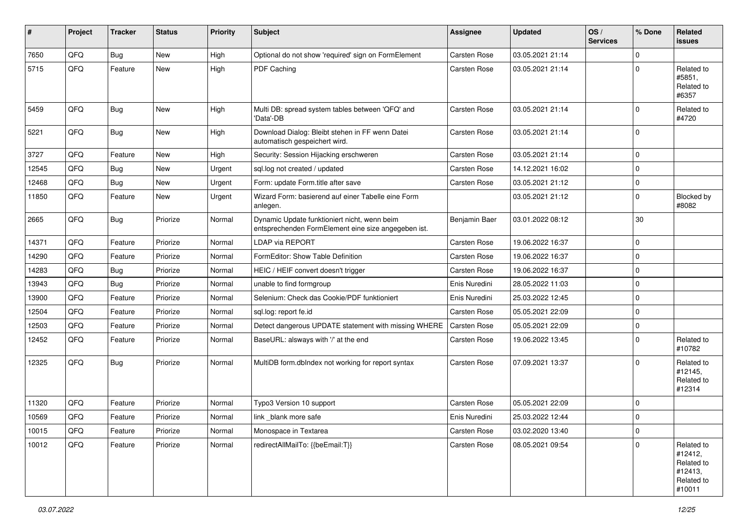| # | Project | Tracker | Status | Priority | Subject | Assignee | Updated | OS / Services | % Done | Related issues |
|---|---|---|---|---|---|---|---|---|---|---|
| 7650 | QFQ | Bug | New | High | Optional do not show 'required' sign on FormElement | Carsten Rose | 03.05.2021 21:14 | | 0 | |
| 5715 | QFQ | Feature | New | High | PDF Caching | Carsten Rose | 03.05.2021 21:14 | | 0 | Related to #5851, Related to #6357 |
| 5459 | QFQ | Bug | New | High | Multi DB: spread system tables between 'QFQ' and 'Data'-DB | Carsten Rose | 03.05.2021 21:14 | | 0 | Related to #4720 |
| 5221 | QFQ | Bug | New | High | Download Dialog: Bleibt stehen in FF wenn Datei automatisch gespeichert wird. | Carsten Rose | 03.05.2021 21:14 | | 0 | |
| 3727 | QFQ | Feature | New | High | Security: Session Hijacking erschweren | Carsten Rose | 03.05.2021 21:14 | | 0 | |
| 12545 | QFQ | Bug | New | Urgent | sql.log not created / updated | Carsten Rose | 14.12.2021 16:02 | | 0 | |
| 12468 | QFQ | Bug | New | Urgent | Form: update Form.title after save | Carsten Rose | 03.05.2021 21:12 | | 0 | |
| 11850 | QFQ | Feature | New | Urgent | Wizard Form: basierend auf einer Tabelle eine Form anlegen. | | 03.05.2021 21:12 | | 0 | Blocked by #8082 |
| 2665 | QFQ | Bug | Priorize | Normal | Dynamic Update funktioniert nicht, wenn beim entsprechenden FormElement eine size angegeben ist. | Benjamin Baer | 03.01.2022 08:12 | | 30 | |
| 14371 | QFQ | Feature | Priorize | Normal | LDAP via REPORT | Carsten Rose | 19.06.2022 16:37 | | 0 | |
| 14290 | QFQ | Feature | Priorize | Normal | FormEditor: Show Table Definition | Carsten Rose | 19.06.2022 16:37 | | 0 | |
| 14283 | QFQ | Bug | Priorize | Normal | HEIC / HEIF convert doesn't trigger | Carsten Rose | 19.06.2022 16:37 | | 0 | |
| 13943 | QFQ | Bug | Priorize | Normal | unable to find formgroup | Enis Nuredini | 28.05.2022 11:03 | | 0 | |
| 13900 | QFQ | Feature | Priorize | Normal | Selenium: Check das Cookie/PDF funktioniert | Enis Nuredini | 25.03.2022 12:45 | | 0 | |
| 12504 | QFQ | Feature | Priorize | Normal | sql.log: report fe.id | Carsten Rose | 05.05.2021 22:09 | | 0 | |
| 12503 | QFQ | Feature | Priorize | Normal | Detect dangerous UPDATE statement with missing WHERE | Carsten Rose | 05.05.2021 22:09 | | 0 | |
| 12452 | QFQ | Feature | Priorize | Normal | BaseURL: alsways with '/' at the end | Carsten Rose | 19.06.2022 13:45 | | 0 | Related to #10782 |
| 12325 | QFQ | Bug | Priorize | Normal | MultiDB form.dbIndex not working for report syntax | Carsten Rose | 07.09.2021 13:37 | | 0 | Related to #12145, Related to #12314 |
| 11320 | QFQ | Feature | Priorize | Normal | Typo3 Version 10 support | Carsten Rose | 05.05.2021 22:09 | | 0 | |
| 10569 | QFQ | Feature | Priorize | Normal | link _blank more safe | Enis Nuredini | 25.03.2022 12:44 | | 0 | |
| 10015 | QFQ | Feature | Priorize | Normal | Monospace in Textarea | Carsten Rose | 03.02.2020 13:40 | | 0 | |
| 10012 | QFQ | Feature | Priorize | Normal | redirectAllMailTo: {{beEmail:T}} | Carsten Rose | 08.05.2021 09:54 | | 0 | Related to #12412, Related to #12413, Related to #10011 |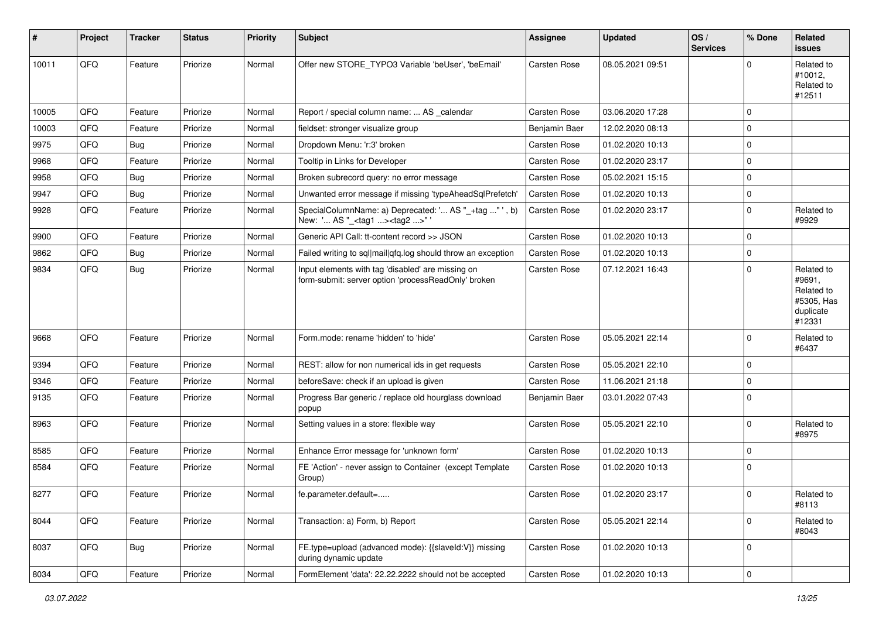| # | Project | Tracker | Status | Priority | Subject | Assignee | Updated | OS / Services | % Done | Related issues |
|---|---|---|---|---|---|---|---|---|---|---|
| 10011 | QFQ | Feature | Priorize | Normal | Offer new STORE_TYPO3 Variable 'beUser', 'beEmail' | Carsten Rose | 08.05.2021 09:51 | | 0 | Related to #10012, Related to #12511 |
| 10005 | QFQ | Feature | Priorize | Normal | Report / special column name: ... AS _calendar | Carsten Rose | 03.06.2020 17:28 | | 0 | |
| 10003 | QFQ | Feature | Priorize | Normal | fieldset: stronger visualize group | Benjamin Baer | 12.02.2020 08:13 | | 0 | |
| 9975 | QFQ | Bug | Priorize | Normal | Dropdown Menu: 'r:3' broken | Carsten Rose | 01.02.2020 10:13 | | 0 | |
| 9968 | QFQ | Feature | Priorize | Normal | Tooltip in Links for Developer | Carsten Rose | 01.02.2020 23:17 | | 0 | |
| 9958 | QFQ | Bug | Priorize | Normal | Broken subrecord query: no error message | Carsten Rose | 05.02.2021 15:15 | | 0 | |
| 9947 | QFQ | Bug | Priorize | Normal | Unwanted error message if missing 'typeAheadSqlPrefetch' | Carsten Rose | 01.02.2020 10:13 | | 0 | |
| 9928 | QFQ | Feature | Priorize | Normal | SpecialColumnName: a) Deprecated: '... AS "_+tag ..." ', b) New: '... AS "_<tag1 ...><tag2 ...>" ' | Carsten Rose | 01.02.2020 23:17 | | 0 | Related to #9929 |
| 9900 | QFQ | Feature | Priorize | Normal | Generic API Call: tt-content record >> JSON | Carsten Rose | 01.02.2020 10:13 | | 0 | |
| 9862 | QFQ | Bug | Priorize | Normal | Failed writing to sql\|mail\|qfq.log should throw an exception | Carsten Rose | 01.02.2020 10:13 | | 0 | |
| 9834 | QFQ | Bug | Priorize | Normal | Input elements with tag 'disabled' are missing on form-submit: server option 'processReadOnly' broken | Carsten Rose | 07.12.2021 16:43 | | 0 | Related to #9691, Related to #5305, Has duplicate #12331 |
| 9668 | QFQ | Feature | Priorize | Normal | Form.mode: rename 'hidden' to 'hide' | Carsten Rose | 05.05.2021 22:14 | | 0 | Related to #6437 |
| 9394 | QFQ | Feature | Priorize | Normal | REST: allow for non numerical ids in get requests | Carsten Rose | 05.05.2021 22:10 | | 0 | |
| 9346 | QFQ | Feature | Priorize | Normal | beforeSave: check if an upload is given | Carsten Rose | 11.06.2021 21:18 | | 0 | |
| 9135 | QFQ | Feature | Priorize | Normal | Progress Bar generic / replace old hourglass download popup | Benjamin Baer | 03.01.2022 07:43 | | 0 | |
| 8963 | QFQ | Feature | Priorize | Normal | Setting values in a store: flexible way | Carsten Rose | 05.05.2021 22:10 | | 0 | Related to #8975 |
| 8585 | QFQ | Feature | Priorize | Normal | Enhance Error message for 'unknown form' | Carsten Rose | 01.02.2020 10:13 | | 0 | |
| 8584 | QFQ | Feature | Priorize | Normal | FE 'Action' - never assign to Container (except Template Group) | Carsten Rose | 01.02.2020 10:13 | | 0 | |
| 8277 | QFQ | Feature | Priorize | Normal | fe.parameter.default=..... | Carsten Rose | 01.02.2020 23:17 | | 0 | Related to #8113 |
| 8044 | QFQ | Feature | Priorize | Normal | Transaction: a) Form, b) Report | Carsten Rose | 05.05.2021 22:14 | | 0 | Related to #8043 |
| 8037 | QFQ | Bug | Priorize | Normal | FE.type=upload (advanced mode): {{slaveId:V}} missing during dynamic update | Carsten Rose | 01.02.2020 10:13 | | 0 | |
| 8034 | QFQ | Feature | Priorize | Normal | FormElement 'data': 22.22.2222 should not be accepted | Carsten Rose | 01.02.2020 10:13 | | 0 | |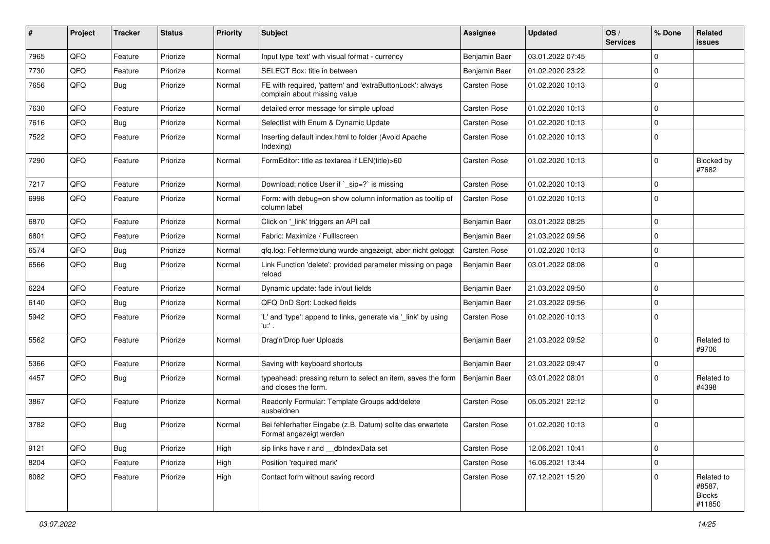| # | Project | Tracker | Status | Priority | Subject | Assignee | Updated | OS / Services | % Done | Related issues |
|---|---|---|---|---|---|---|---|---|---|---|
| 7965 | QFQ | Feature | Priorize | Normal | Input type 'text' with visual format - currency | Benjamin Baer | 03.01.2022 07:45 | | 0 | |
| 7730 | QFQ | Feature | Priorize | Normal | SELECT Box: title in between | Benjamin Baer | 01.02.2020 23:22 | | 0 | |
| 7656 | QFQ | Bug | Priorize | Normal | FE with required, 'pattern' and 'extraButtonLock': always complain about missing value | Carsten Rose | 01.02.2020 10:13 | | 0 | |
| 7630 | QFQ | Feature | Priorize | Normal | detailed error message for simple upload | Carsten Rose | 01.02.2020 10:13 | | 0 | |
| 7616 | QFQ | Bug | Priorize | Normal | Selectlist with Enum & Dynamic Update | Carsten Rose | 01.02.2020 10:13 | | 0 | |
| 7522 | QFQ | Feature | Priorize | Normal | Inserting default index.html to folder (Avoid Apache Indexing) | Carsten Rose | 01.02.2020 10:13 | | 0 | |
| 7290 | QFQ | Feature | Priorize | Normal | FormEditor: title as textarea if LEN(title)>60 | Carsten Rose | 01.02.2020 10:13 | | 0 | Blocked by #7682 |
| 7217 | QFQ | Feature | Priorize | Normal | Download: notice User if `_sip=?` is missing | Carsten Rose | 01.02.2020 10:13 | | 0 | |
| 6998 | QFQ | Feature | Priorize | Normal | Form: with debug=on show column information as tooltip of column label | Carsten Rose | 01.02.2020 10:13 | | 0 | |
| 6870 | QFQ | Feature | Priorize | Normal | Click on '_link' triggers an API call | Benjamin Baer | 03.01.2022 08:25 | | 0 | |
| 6801 | QFQ | Feature | Priorize | Normal | Fabric: Maximize / FullIscreen | Benjamin Baer | 21.03.2022 09:56 | | 0 | |
| 6574 | QFQ | Bug | Priorize | Normal | qfq.log: Fehlermeldung wurde angezeigt, aber nicht geloggt | Carsten Rose | 01.02.2020 10:13 | | 0 | |
| 6566 | QFQ | Bug | Priorize | Normal | Link Function 'delete': provided parameter missing on page reload | Benjamin Baer | 03.01.2022 08:08 | | 0 | |
| 6224 | QFQ | Feature | Priorize | Normal | Dynamic update: fade in/out fields | Benjamin Baer | 21.03.2022 09:50 | | 0 | |
| 6140 | QFQ | Bug | Priorize | Normal | QFQ DnD Sort: Locked fields | Benjamin Baer | 21.03.2022 09:56 | | 0 | |
| 5942 | QFQ | Feature | Priorize | Normal | 'L' and 'type': append to links, generate via '_link' by using 'u:' . | Carsten Rose | 01.02.2020 10:13 | | 0 | |
| 5562 | QFQ | Feature | Priorize | Normal | Drag'n'Drop fuer Uploads | Benjamin Baer | 21.03.2022 09:52 | | 0 | Related to #9706 |
| 5366 | QFQ | Feature | Priorize | Normal | Saving with keyboard shortcuts | Benjamin Baer | 21.03.2022 09:47 | | 0 | |
| 4457 | QFQ | Bug | Priorize | Normal | typeahead: pressing return to select an item, saves the form and closes the form. | Benjamin Baer | 03.01.2022 08:01 | | 0 | Related to #4398 |
| 3867 | QFQ | Feature | Priorize | Normal | Readonly Formular: Template Groups add/delete ausbeldnen | Carsten Rose | 05.05.2021 22:12 | | 0 | |
| 3782 | QFQ | Bug | Priorize | Normal | Bei fehlerhafter Eingabe (z.B. Datum) sollte das erwartete Format angezeigt werden | Carsten Rose | 01.02.2020 10:13 | | 0 | |
| 9121 | QFQ | Bug | Priorize | High | sip links have r and __dbIndexData set | Carsten Rose | 12.06.2021 10:41 | | 0 | |
| 8204 | QFQ | Feature | Priorize | High | Position 'required mark' | Carsten Rose | 16.06.2021 13:44 | | 0 | |
| 8082 | QFQ | Feature | Priorize | High | Contact form without saving record | Carsten Rose | 07.12.2021 15:20 | | 0 | Related to #8587, Blocks #11850 |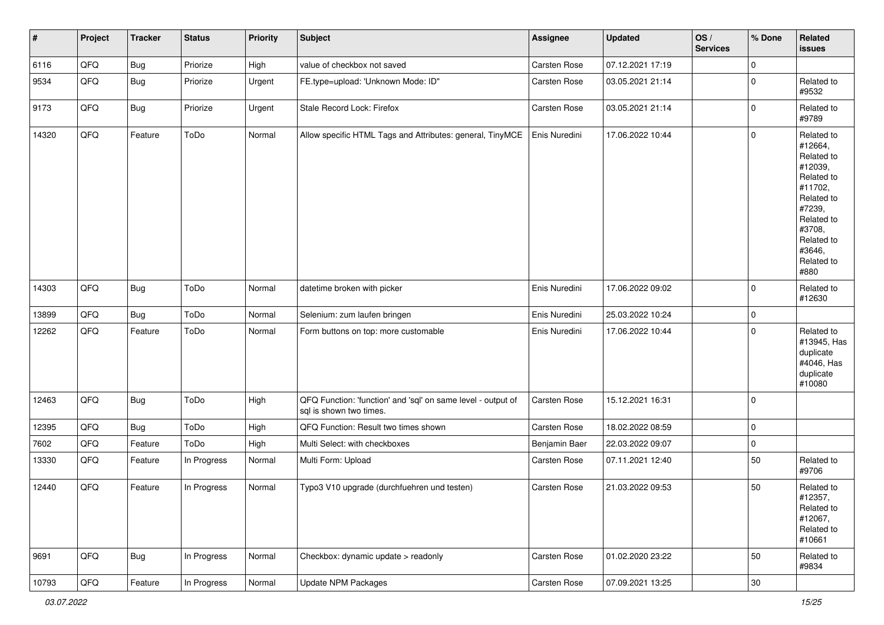| # | Project | Tracker | Status | Priority | Subject | Assignee | Updated | OS / Services | % Done | Related issues |
|---|---|---|---|---|---|---|---|---|---|---|
| 6116 | QFQ | Bug | Priorize | High | value of checkbox not saved | Carsten Rose | 07.12.2021 17:19 | | 0 | |
| 9534 | QFQ | Bug | Priorize | Urgent | FE.type=upload: 'Unknown Mode: ID" | Carsten Rose | 03.05.2021 21:14 | | 0 | Related to #9532 |
| 9173 | QFQ | Bug | Priorize | Urgent | Stale Record Lock: Firefox | Carsten Rose | 03.05.2021 21:14 | | 0 | Related to #9789 |
| 14320 | QFQ | Feature | ToDo | Normal | Allow specific HTML Tags and Attributes: general, TinyMCE | Enis Nuredini | 17.06.2022 10:44 | | 0 | Related to #12664, Related to #12039, Related to #11702, Related to #7239, Related to #3708, Related to #3646, Related to #880 |
| 14303 | QFQ | Bug | ToDo | Normal | datetime broken with picker | Enis Nuredini | 17.06.2022 09:02 | | 0 | Related to #12630 |
| 13899 | QFQ | Bug | ToDo | Normal | Selenium: zum laufen bringen | Enis Nuredini | 25.03.2022 10:24 | | 0 | |
| 12262 | QFQ | Feature | ToDo | Normal | Form buttons on top: more customable | Enis Nuredini | 17.06.2022 10:44 | | 0 | Related to #13945, Has duplicate #4046, Has duplicate #10080 |
| 12463 | QFQ | Bug | ToDo | High | QFQ Function: 'function' and 'sql' on same level - output of sql is shown two times. | Carsten Rose | 15.12.2021 16:31 | | 0 | |
| 12395 | QFQ | Bug | ToDo | High | QFQ Function: Result two times shown | Carsten Rose | 18.02.2022 08:59 | | 0 | |
| 7602 | QFQ | Feature | ToDo | High | Multi Select: with checkboxes | Benjamin Baer | 22.03.2022 09:07 | | 0 | |
| 13330 | QFQ | Feature | In Progress | Normal | Multi Form: Upload | Carsten Rose | 07.11.2021 12:40 | | 50 | Related to #9706 |
| 12440 | QFQ | Feature | In Progress | Normal | Typo3 V10 upgrade (durchfuehren und testen) | Carsten Rose | 21.03.2022 09:53 | | 50 | Related to #12357, Related to #12067, Related to #10661 |
| 9691 | QFQ | Bug | In Progress | Normal | Checkbox: dynamic update > readonly | Carsten Rose | 01.02.2020 23:22 | | 50 | Related to #9834 |
| 10793 | QFQ | Feature | In Progress | Normal | Update NPM Packages | Carsten Rose | 07.09.2021 13:25 | | 30 | |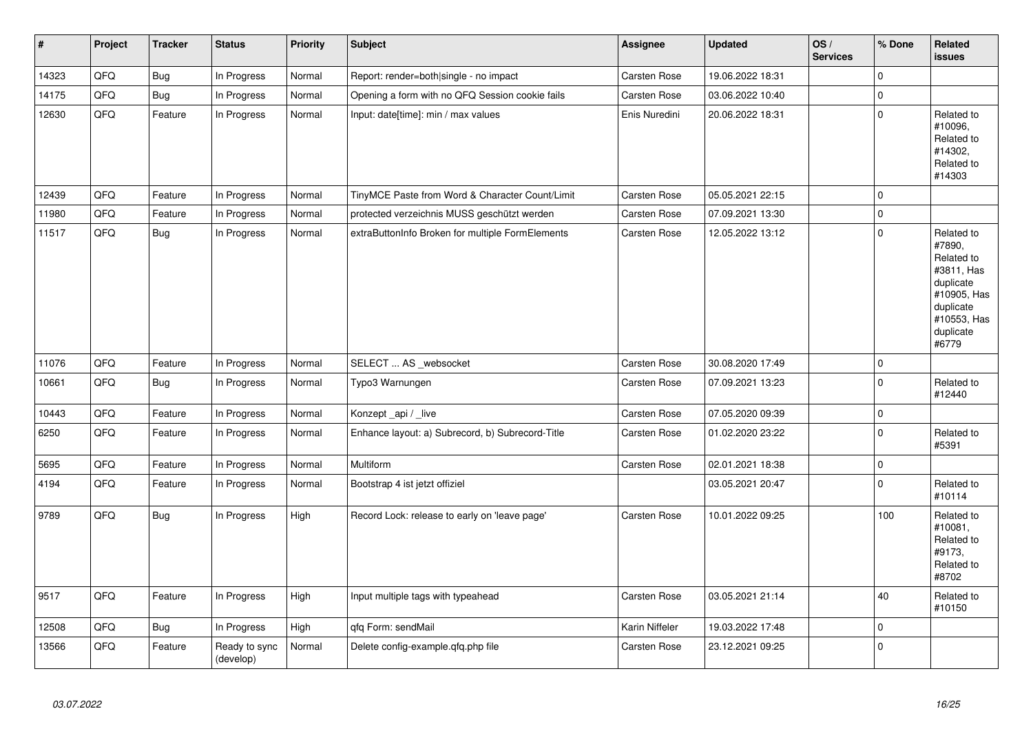| # | Project | Tracker | Status | Priority | Subject | Assignee | Updated | OS / Services | % Done | Related issues |
|---|---|---|---|---|---|---|---|---|---|---|
| 14323 | QFQ | Bug | In Progress | Normal | Report: render=both\|single - no impact | Carsten Rose | 19.06.2022 18:31 | | 0 | |
| 14175 | QFQ | Bug | In Progress | Normal | Opening a form with no QFQ Session cookie fails | Carsten Rose | 03.06.2022 10:40 | | 0 | |
| 12630 | QFQ | Feature | In Progress | Normal | Input: date[time]: min / max values | Enis Nuredini | 20.06.2022 18:31 | | 0 | Related to #10096, Related to #14302, Related to #14303 |
| 12439 | QFQ | Feature | In Progress | Normal | TinyMCE Paste from Word & Character Count/Limit | Carsten Rose | 05.05.2021 22:15 | | 0 | |
| 11980 | QFQ | Feature | In Progress | Normal | protected verzeichnis MUSS geschützt werden | Carsten Rose | 07.09.2021 13:30 | | 0 | |
| 11517 | QFQ | Bug | In Progress | Normal | extraButtonInfo Broken for multiple FormElements | Carsten Rose | 12.05.2022 13:12 | | 0 | Related to #7890, Related to #3811, Has duplicate #10905, Has duplicate #10553, Has duplicate #6779 |
| 11076 | QFQ | Feature | In Progress | Normal | SELECT ... AS _websocket | Carsten Rose | 30.08.2020 17:49 | | 0 | |
| 10661 | QFQ | Bug | In Progress | Normal | Typo3 Warnungen | Carsten Rose | 07.09.2021 13:23 | | 0 | Related to #12440 |
| 10443 | QFQ | Feature | In Progress | Normal | Konzept _api / _live | Carsten Rose | 07.05.2020 09:39 | | 0 | |
| 6250 | QFQ | Feature | In Progress | Normal | Enhance layout: a) Subrecord, b) Subrecord-Title | Carsten Rose | 01.02.2020 23:22 | | 0 | Related to #5391 |
| 5695 | QFQ | Feature | In Progress | Normal | Multiform | Carsten Rose | 02.01.2021 18:38 | | 0 | |
| 4194 | QFQ | Feature | In Progress | Normal | Bootstrap 4 ist jetzt offiziel | | 03.05.2021 20:47 | | 0 | Related to #10114 |
| 9789 | QFQ | Bug | In Progress | High | Record Lock: release to early on 'leave page' | Carsten Rose | 10.01.2022 09:25 | | 100 | Related to #10081, Related to #9173, Related to #8702 |
| 9517 | QFQ | Feature | In Progress | High | Input multiple tags with typeahead | Carsten Rose | 03.05.2021 21:14 | | 40 | Related to #10150 |
| 12508 | QFQ | Bug | In Progress | High | qfq Form: sendMail | Karin Niffeler | 19.03.2022 17:48 | | 0 | |
| 13566 | QFQ | Feature | Ready to sync (develop) | Normal | Delete config-example.qfq.php file | Carsten Rose | 23.12.2021 09:25 | | 0 | |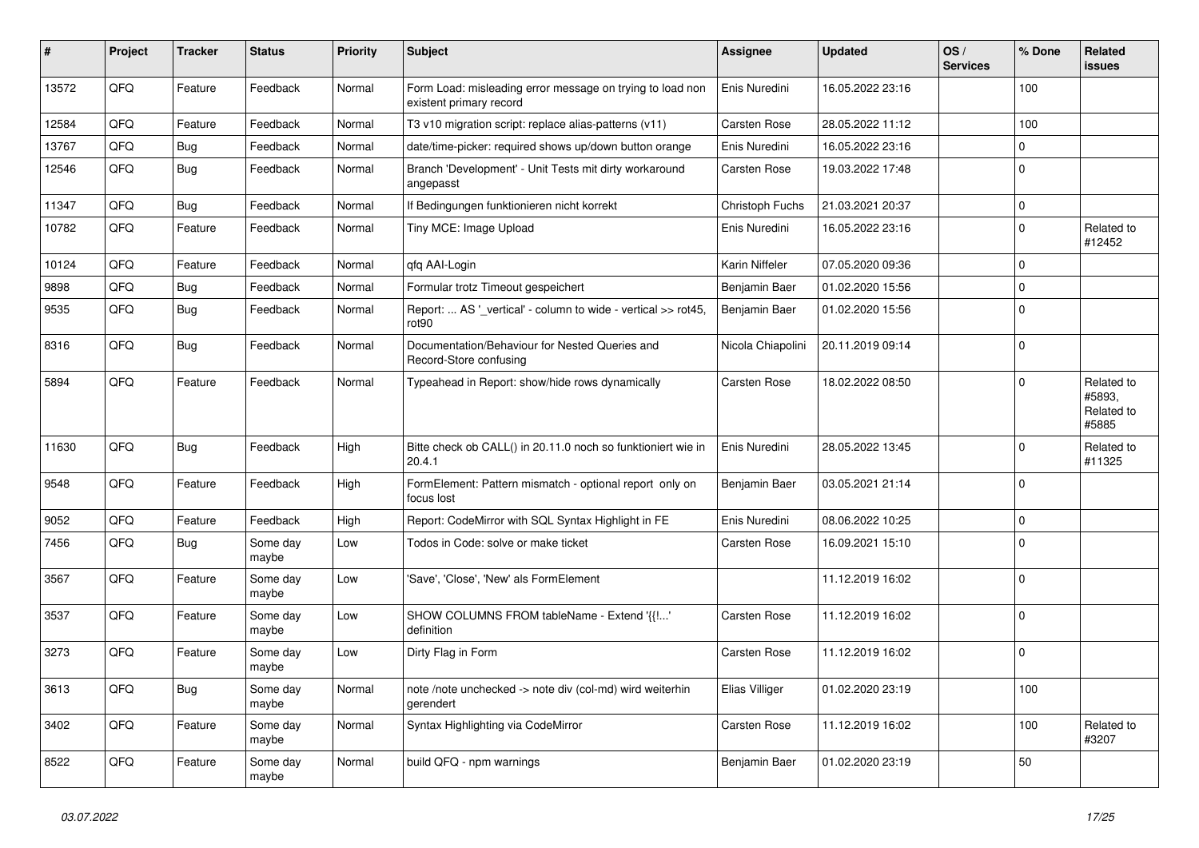| # | Project | Tracker | Status | Priority | Subject | Assignee | Updated | OS / Services | % Done | Related issues |
|---|---|---|---|---|---|---|---|---|---|---|
| 13572 | QFQ | Feature | Feedback | Normal | Form Load: misleading error message on trying to load non existent primary record | Enis Nuredini | 16.05.2022 23:16 | | 100 | |
| 12584 | QFQ | Feature | Feedback | Normal | T3 v10 migration script: replace alias-patterns (v11) | Carsten Rose | 28.05.2022 11:12 | | 100 | |
| 13767 | QFQ | Bug | Feedback | Normal | date/time-picker: required shows up/down button orange | Enis Nuredini | 16.05.2022 23:16 | | 0 | |
| 12546 | QFQ | Bug | Feedback | Normal | Branch 'Development' - Unit Tests mit dirty workaround angepasst | Carsten Rose | 19.03.2022 17:48 | | 0 | |
| 11347 | QFQ | Bug | Feedback | Normal | If Bedingungen funktionieren nicht korrekt | Christoph Fuchs | 21.03.2021 20:37 | | 0 | |
| 10782 | QFQ | Feature | Feedback | Normal | Tiny MCE: Image Upload | Enis Nuredini | 16.05.2022 23:16 | | 0 | Related to #12452 |
| 10124 | QFQ | Feature | Feedback | Normal | qfq AAI-Login | Karin Niffeler | 07.05.2020 09:36 | | 0 | |
| 9898 | QFQ | Bug | Feedback | Normal | Formular trotz Timeout gespeichert | Benjamin Baer | 01.02.2020 15:56 | | 0 | |
| 9535 | QFQ | Bug | Feedback | Normal | Report: ... AS '_vertical' - column to wide - vertical >> rot45, rot90 | Benjamin Baer | 01.02.2020 15:56 | | 0 | |
| 8316 | QFQ | Bug | Feedback | Normal | Documentation/Behaviour for Nested Queries and Record-Store confusing | Nicola Chiapolini | 20.11.2019 09:14 | | 0 | |
| 5894 | QFQ | Feature | Feedback | Normal | Typeahead in Report: show/hide rows dynamically | Carsten Rose | 18.02.2022 08:50 | | 0 | Related to #5893, Related to #5885 |
| 11630 | QFQ | Bug | Feedback | High | Bitte check ob CALL() in 20.11.0 noch so funktioniert wie in 20.4.1 | Enis Nuredini | 28.05.2022 13:45 | | 0 | Related to #11325 |
| 9548 | QFQ | Feature | Feedback | High | FormElement: Pattern mismatch - optional report only on focus lost | Benjamin Baer | 03.05.2021 21:14 | | 0 | |
| 9052 | QFQ | Feature | Feedback | High | Report: CodeMirror with SQL Syntax Highlight in FE | Enis Nuredini | 08.06.2022 10:25 | | 0 | |
| 7456 | QFQ | Bug | Some day maybe | Low | Todos in Code: solve or make ticket | Carsten Rose | 16.09.2021 15:10 | | 0 | |
| 3567 | QFQ | Feature | Some day maybe | Low | 'Save', 'Close', 'New' als FormElement | | 11.12.2019 16:02 | | 0 | |
| 3537 | QFQ | Feature | Some day maybe | Low | SHOW COLUMNS FROM tableName - Extend '{{!...' definition | Carsten Rose | 11.12.2019 16:02 | | 0 | |
| 3273 | QFQ | Feature | Some day maybe | Low | Dirty Flag in Form | Carsten Rose | 11.12.2019 16:02 | | 0 | |
| 3613 | QFQ | Bug | Some day maybe | Normal | note /note unchecked -> note div (col-md) wird weiterhin gerendert | Elias Villiger | 01.02.2020 23:19 | | 100 | |
| 3402 | QFQ | Feature | Some day maybe | Normal | Syntax Highlighting via CodeMirror | Carsten Rose | 11.12.2019 16:02 | | 100 | Related to #3207 |
| 8522 | QFQ | Feature | Some day maybe | Normal | build QFQ - npm warnings | Benjamin Baer | 01.02.2020 23:19 | | 50 | |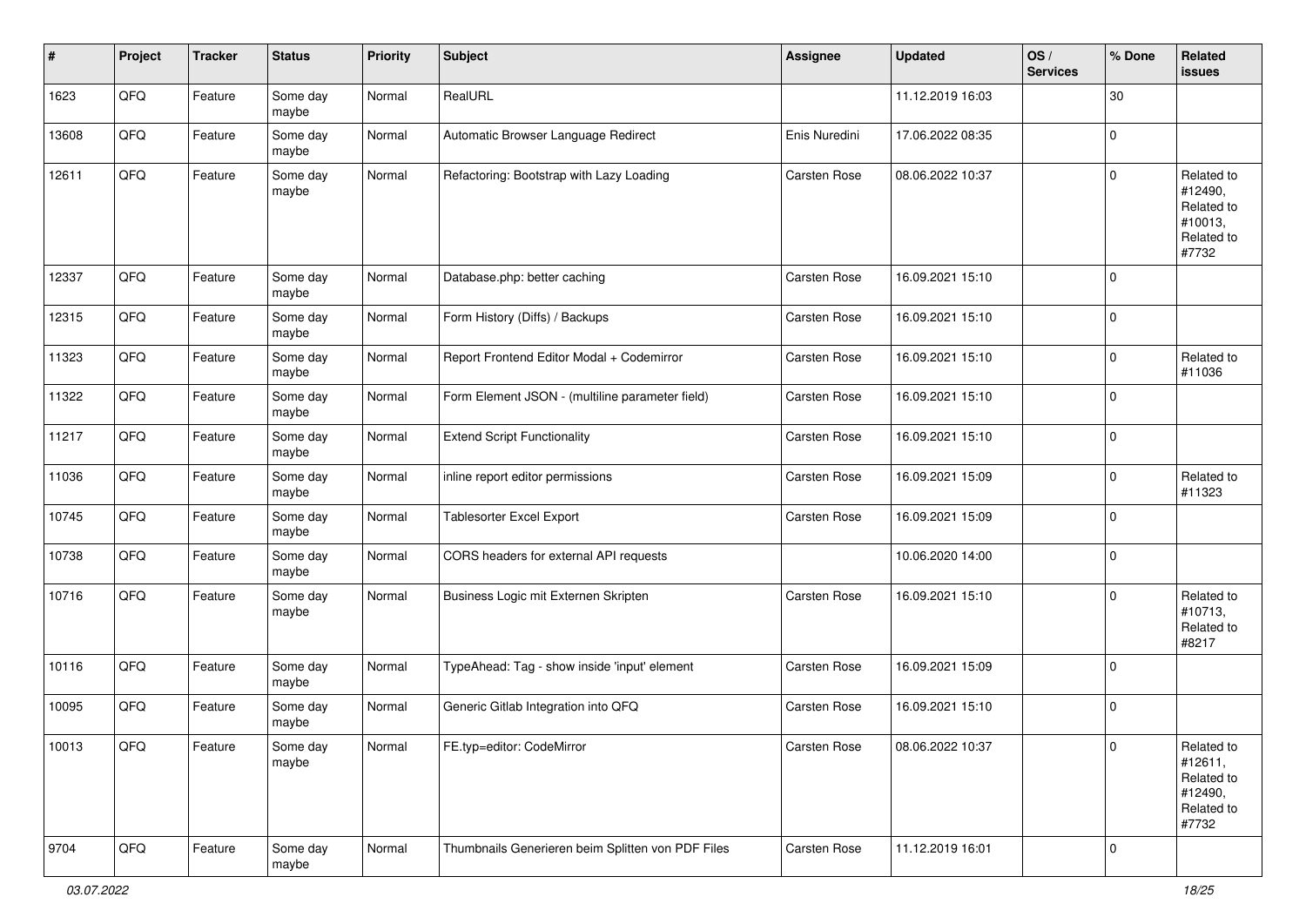| # | Project | Tracker | Status | Priority | Subject | Assignee | Updated | OS / Services | % Done | Related issues |
|---|---|---|---|---|---|---|---|---|---|---|
| 1623 | QFQ | Feature | Some day maybe | Normal | RealURL | | 11.12.2019 16:03 | | 30 | |
| 13608 | QFQ | Feature | Some day maybe | Normal | Automatic Browser Language Redirect | Enis Nuredini | 17.06.2022 08:35 | | 0 | |
| 12611 | QFQ | Feature | Some day maybe | Normal | Refactoring: Bootstrap with Lazy Loading | Carsten Rose | 08.06.2022 10:37 | | 0 | Related to #12490, Related to #10013, Related to #7732 |
| 12337 | QFQ | Feature | Some day maybe | Normal | Database.php: better caching | Carsten Rose | 16.09.2021 15:10 | | 0 | |
| 12315 | QFQ | Feature | Some day maybe | Normal | Form History (Diffs) / Backups | Carsten Rose | 16.09.2021 15:10 | | 0 | |
| 11323 | QFQ | Feature | Some day maybe | Normal | Report Frontend Editor Modal + Codemirror | Carsten Rose | 16.09.2021 15:10 | | 0 | Related to #11036 |
| 11322 | QFQ | Feature | Some day maybe | Normal | Form Element JSON - (multiline parameter field) | Carsten Rose | 16.09.2021 15:10 | | 0 | |
| 11217 | QFQ | Feature | Some day maybe | Normal | Extend Script Functionality | Carsten Rose | 16.09.2021 15:10 | | 0 | |
| 11036 | QFQ | Feature | Some day maybe | Normal | inline report editor permissions | Carsten Rose | 16.09.2021 15:09 | | 0 | Related to #11323 |
| 10745 | QFQ | Feature | Some day maybe | Normal | Tablesorter Excel Export | Carsten Rose | 16.09.2021 15:09 | | 0 | |
| 10738 | QFQ | Feature | Some day maybe | Normal | CORS headers for external API requests | | 10.06.2020 14:00 | | 0 | |
| 10716 | QFQ | Feature | Some day maybe | Normal | Business Logic mit Externen Skripten | Carsten Rose | 16.09.2021 15:10 | | 0 | Related to #10713, Related to #8217 |
| 10116 | QFQ | Feature | Some day maybe | Normal | TypeAhead: Tag - show inside 'input' element | Carsten Rose | 16.09.2021 15:09 | | 0 | |
| 10095 | QFQ | Feature | Some day maybe | Normal | Generic Gitlab Integration into QFQ | Carsten Rose | 16.09.2021 15:10 | | 0 | |
| 10013 | QFQ | Feature | Some day maybe | Normal | FE.typ=editor: CodeMirror | Carsten Rose | 08.06.2022 10:37 | | 0 | Related to #12611, Related to #12490, Related to #7732 |
| 9704 | QFQ | Feature | Some day maybe | Normal | Thumbnails Generieren beim Splitten von PDF Files | Carsten Rose | 11.12.2019 16:01 | | 0 | |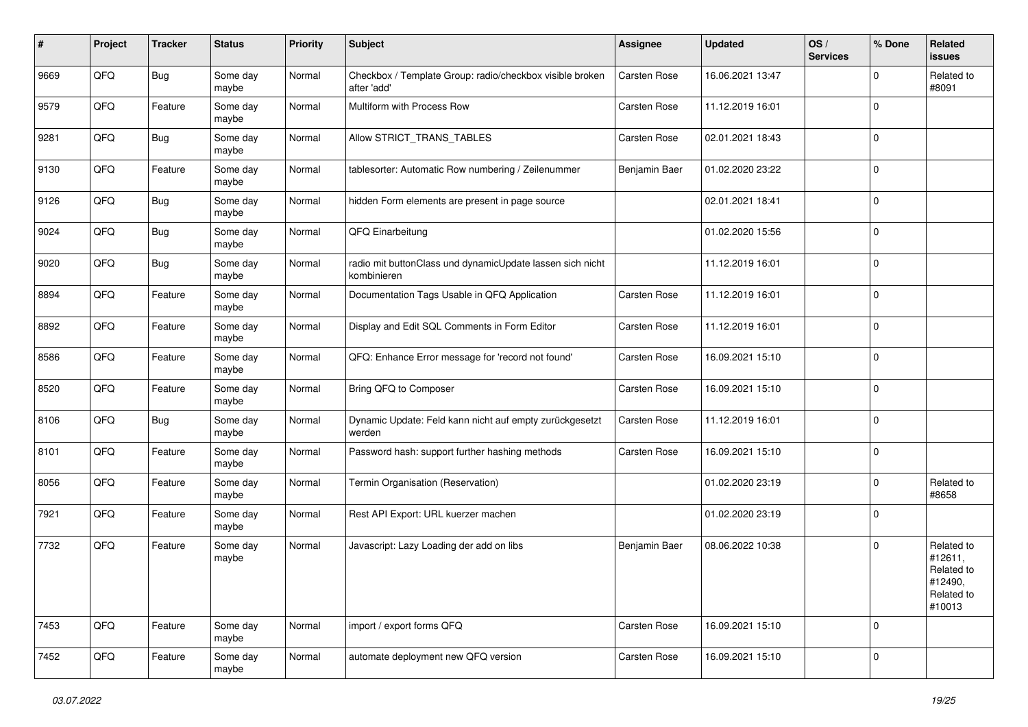| # | Project | Tracker | Status | Priority | Subject | Assignee | Updated | OS / Services | % Done | Related issues |
|---|---|---|---|---|---|---|---|---|---|---|
| 9669 | QFQ | Bug | Some day maybe | Normal | Checkbox / Template Group: radio/checkbox visible broken after 'add' | Carsten Rose | 16.06.2021 13:47 | | 0 | Related to #8091 |
| 9579 | QFQ | Feature | Some day maybe | Normal | Multiform with Process Row | Carsten Rose | 11.12.2019 16:01 | | 0 | |
| 9281 | QFQ | Bug | Some day maybe | Normal | Allow STRICT_TRANS_TABLES | Carsten Rose | 02.01.2021 18:43 | | 0 | |
| 9130 | QFQ | Feature | Some day maybe | Normal | tablesorter: Automatic Row numbering / Zeilenummer | Benjamin Baer | 01.02.2020 23:22 | | 0 | |
| 9126 | QFQ | Bug | Some day maybe | Normal | hidden Form elements are present in page source | | 02.01.2021 18:41 | | 0 | |
| 9024 | QFQ | Bug | Some day maybe | Normal | QFQ Einarbeitung | | 01.02.2020 15:56 | | 0 | |
| 9020 | QFQ | Bug | Some day maybe | Normal | radio mit buttonClass und dynamicUpdate lassen sich nicht kombinieren | | 11.12.2019 16:01 | | 0 | |
| 8894 | QFQ | Feature | Some day maybe | Normal | Documentation Tags Usable in QFQ Application | Carsten Rose | 11.12.2019 16:01 | | 0 | |
| 8892 | QFQ | Feature | Some day maybe | Normal | Display and Edit SQL Comments in Form Editor | Carsten Rose | 11.12.2019 16:01 | | 0 | |
| 8586 | QFQ | Feature | Some day maybe | Normal | QFQ: Enhance Error message for 'record not found' | Carsten Rose | 16.09.2021 15:10 | | 0 | |
| 8520 | QFQ | Feature | Some day maybe | Normal | Bring QFQ to Composer | Carsten Rose | 16.09.2021 15:10 | | 0 | |
| 8106 | QFQ | Bug | Some day maybe | Normal | Dynamic Update: Feld kann nicht auf empty zurückgesetzt werden | Carsten Rose | 11.12.2019 16:01 | | 0 | |
| 8101 | QFQ | Feature | Some day maybe | Normal | Password hash: support further hashing methods | Carsten Rose | 16.09.2021 15:10 | | 0 | |
| 8056 | QFQ | Feature | Some day maybe | Normal | Termin Organisation (Reservation) | | 01.02.2020 23:19 | | 0 | Related to #8658 |
| 7921 | QFQ | Feature | Some day maybe | Normal | Rest API Export: URL kuerzer machen | | 01.02.2020 23:19 | | 0 | |
| 7732 | QFQ | Feature | Some day maybe | Normal | Javascript: Lazy Loading der add on libs | Benjamin Baer | 08.06.2022 10:38 | | 0 | Related to #12611, Related to #12490, Related to #10013 |
| 7453 | QFQ | Feature | Some day maybe | Normal | import / export forms QFQ | Carsten Rose | 16.09.2021 15:10 | | 0 | |
| 7452 | QFQ | Feature | Some day maybe | Normal | automate deployment new QFQ version | Carsten Rose | 16.09.2021 15:10 | | 0 | |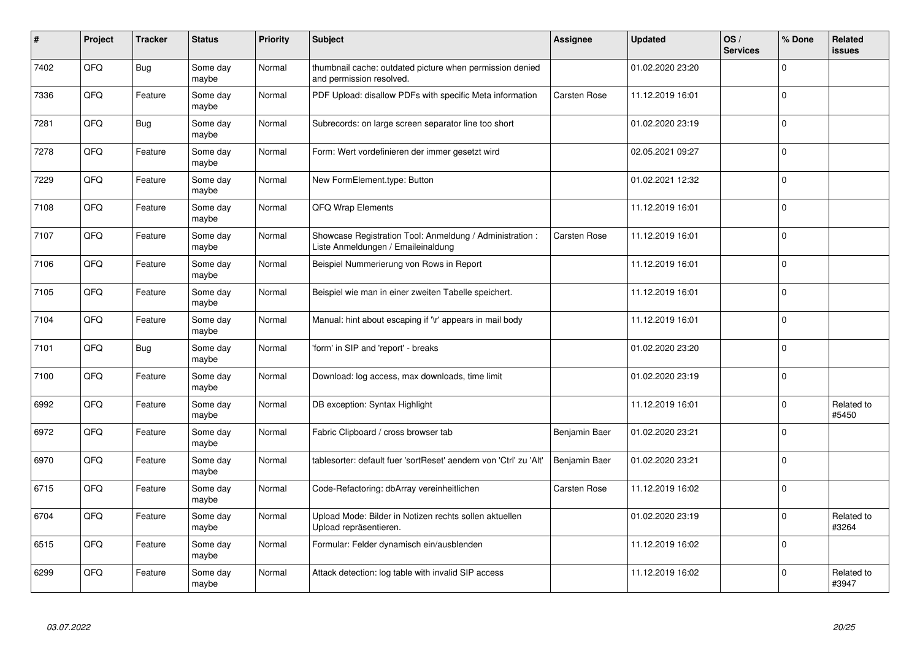| # | Project | Tracker | Status | Priority | Subject | Assignee | Updated | OS / Services | % Done | Related issues |
|---|---|---|---|---|---|---|---|---|---|---|
| 7402 | QFQ | Bug | Some day maybe | Normal | thumbnail cache: outdated picture when permission denied and permission resolved. | | 01.02.2020 23:20 | | 0 | |
| 7336 | QFQ | Feature | Some day maybe | Normal | PDF Upload: disallow PDFs with specific Meta information | Carsten Rose | 11.12.2019 16:01 | | 0 | |
| 7281 | QFQ | Bug | Some day maybe | Normal | Subrecords: on large screen separator line too short | | 01.02.2020 23:19 | | 0 | |
| 7278 | QFQ | Feature | Some day maybe | Normal | Form: Wert vordefinieren der immer gesetzt wird | | 02.05.2021 09:27 | | 0 | |
| 7229 | QFQ | Feature | Some day maybe | Normal | New FormElement.type: Button | | 01.02.2021 12:32 | | 0 | |
| 7108 | QFQ | Feature | Some day maybe | Normal | QFQ Wrap Elements | | 11.12.2019 16:01 | | 0 | |
| 7107 | QFQ | Feature | Some day maybe | Normal | Showcase Registration Tool: Anmeldung / Administration : Liste Anmeldungen / Emaileinaldung | Carsten Rose | 11.12.2019 16:01 | | 0 | |
| 7106 | QFQ | Feature | Some day maybe | Normal | Beispiel Nummerierung von Rows in Report | | 11.12.2019 16:01 | | 0 | |
| 7105 | QFQ | Feature | Some day maybe | Normal | Beispiel wie man in einer zweiten Tabelle speichert. | | 11.12.2019 16:01 | | 0 | |
| 7104 | QFQ | Feature | Some day maybe | Normal | Manual: hint about escaping if '\r' appears in mail body | | 11.12.2019 16:01 | | 0 | |
| 7101 | QFQ | Bug | Some day maybe | Normal | 'form' in SIP and 'report' - breaks | | 01.02.2020 23:20 | | 0 | |
| 7100 | QFQ | Feature | Some day maybe | Normal | Download: log access, max downloads, time limit | | 01.02.2020 23:19 | | 0 | |
| 6992 | QFQ | Feature | Some day maybe | Normal | DB exception: Syntax Highlight | | 11.12.2019 16:01 | | 0 | Related to #5450 |
| 6972 | QFQ | Feature | Some day maybe | Normal | Fabric Clipboard / cross browser tab | Benjamin Baer | 01.02.2020 23:21 | | 0 | |
| 6970 | QFQ | Feature | Some day maybe | Normal | tablesorter: default fuer 'sortReset' aendern von 'Ctrl' zu 'Alt' | Benjamin Baer | 01.02.2020 23:21 | | 0 | |
| 6715 | QFQ | Feature | Some day maybe | Normal | Code-Refactoring: dbArray vereinheitlichen | Carsten Rose | 11.12.2019 16:02 | | 0 | |
| 6704 | QFQ | Feature | Some day maybe | Normal | Upload Mode: Bilder in Notizen rechts sollen aktuellen Upload repräsentieren. | | 01.02.2020 23:19 | | 0 | Related to #3264 |
| 6515 | QFQ | Feature | Some day maybe | Normal | Formular: Felder dynamisch ein/ausblenden | | 11.12.2019 16:02 | | 0 | |
| 6299 | QFQ | Feature | Some day maybe | Normal | Attack detection: log table with invalid SIP access | | 11.12.2019 16:02 | | 0 | Related to #3947 |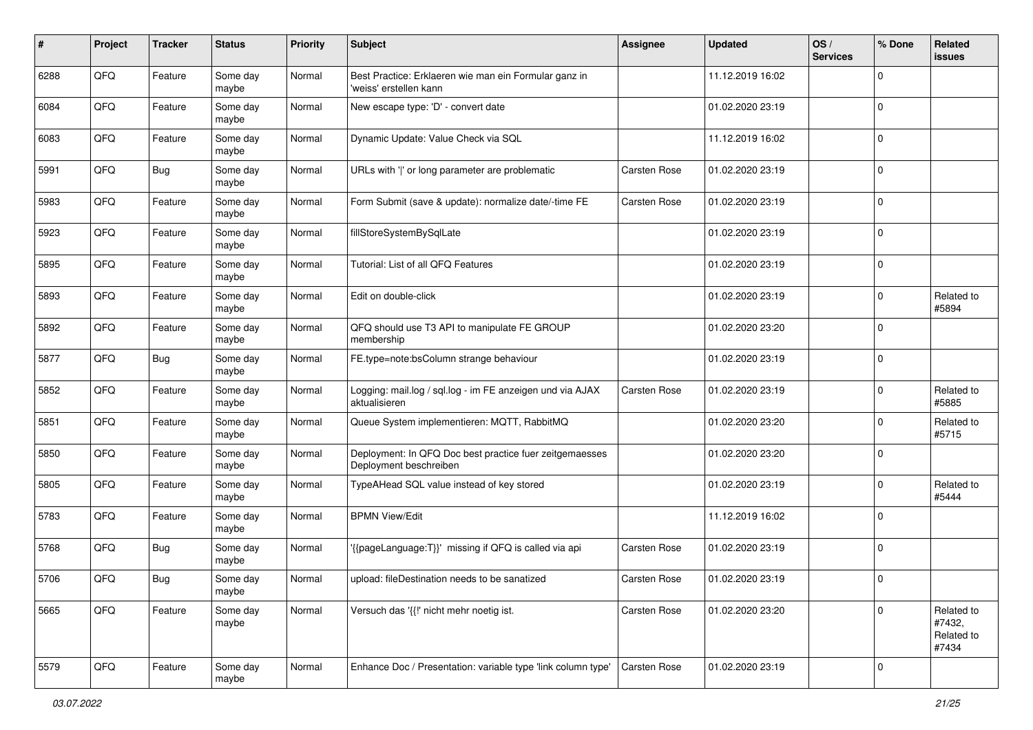| # | Project | Tracker | Status | Priority | Subject | Assignee | Updated | OS / Services | % Done | Related issues |
|---|---|---|---|---|---|---|---|---|---|---|
| 6288 | QFQ | Feature | Some day maybe | Normal | Best Practice: Erklaeren wie man ein Formular ganz in 'weiss' erstellen kann | | 11.12.2019 16:02 | | 0 | |
| 6084 | QFQ | Feature | Some day maybe | Normal | New escape type: 'D' - convert date | | 01.02.2020 23:19 | | 0 | |
| 6083 | QFQ | Feature | Some day maybe | Normal | Dynamic Update: Value Check via SQL | | 11.12.2019 16:02 | | 0 | |
| 5991 | QFQ | Bug | Some day maybe | Normal | URLs with '\|' or long parameter are problematic | Carsten Rose | 01.02.2020 23:19 | | 0 | |
| 5983 | QFQ | Feature | Some day maybe | Normal | Form Submit (save & update): normalize date/-time FE | Carsten Rose | 01.02.2020 23:19 | | 0 | |
| 5923 | QFQ | Feature | Some day maybe | Normal | fillStoreSystemBySqlLate | | 01.02.2020 23:19 | | 0 | |
| 5895 | QFQ | Feature | Some day maybe | Normal | Tutorial: List of all QFQ Features | | 01.02.2020 23:19 | | 0 | |
| 5893 | QFQ | Feature | Some day maybe | Normal | Edit on double-click | | 01.02.2020 23:19 | | 0 | Related to #5894 |
| 5892 | QFQ | Feature | Some day maybe | Normal | QFQ should use T3 API to manipulate FE GROUP membership | | 01.02.2020 23:20 | | 0 | |
| 5877 | QFQ | Bug | Some day maybe | Normal | FE.type=note:bsColumn strange behaviour | | 01.02.2020 23:19 | | 0 | |
| 5852 | QFQ | Feature | Some day maybe | Normal | Logging: mail.log / sql.log - im FE anzeigen und via AJAX aktualisieren | Carsten Rose | 01.02.2020 23:19 | | 0 | Related to #5885 |
| 5851 | QFQ | Feature | Some day maybe | Normal | Queue System implementieren: MQTT, RabbitMQ | | 01.02.2020 23:20 | | 0 | Related to #5715 |
| 5850 | QFQ | Feature | Some day maybe | Normal | Deployment: In QFQ Doc best practice fuer zeitgemaesses Deployment beschreiben | | 01.02.2020 23:20 | | 0 | |
| 5805 | QFQ | Feature | Some day maybe | Normal | TypeAHead SQL value instead of key stored | | 01.02.2020 23:19 | | 0 | Related to #5444 |
| 5783 | QFQ | Feature | Some day maybe | Normal | BPMN View/Edit | | 11.12.2019 16:02 | | 0 | |
| 5768 | QFQ | Bug | Some day maybe | Normal | '{{pageLanguage:T}}' missing if QFQ is called via api | Carsten Rose | 01.02.2020 23:19 | | 0 | |
| 5706 | QFQ | Bug | Some day maybe | Normal | upload: fileDestination needs to be sanatized | Carsten Rose | 01.02.2020 23:19 | | 0 | |
| 5665 | QFQ | Feature | Some day maybe | Normal | Versuch das '{{!' nicht mehr noetig ist. | Carsten Rose | 01.02.2020 23:20 | | 0 | Related to #7432, Related to #7434 |
| 5579 | QFQ | Feature | Some day maybe | Normal | Enhance Doc / Presentation: variable type 'link column type' | Carsten Rose | 01.02.2020 23:19 | | 0 | |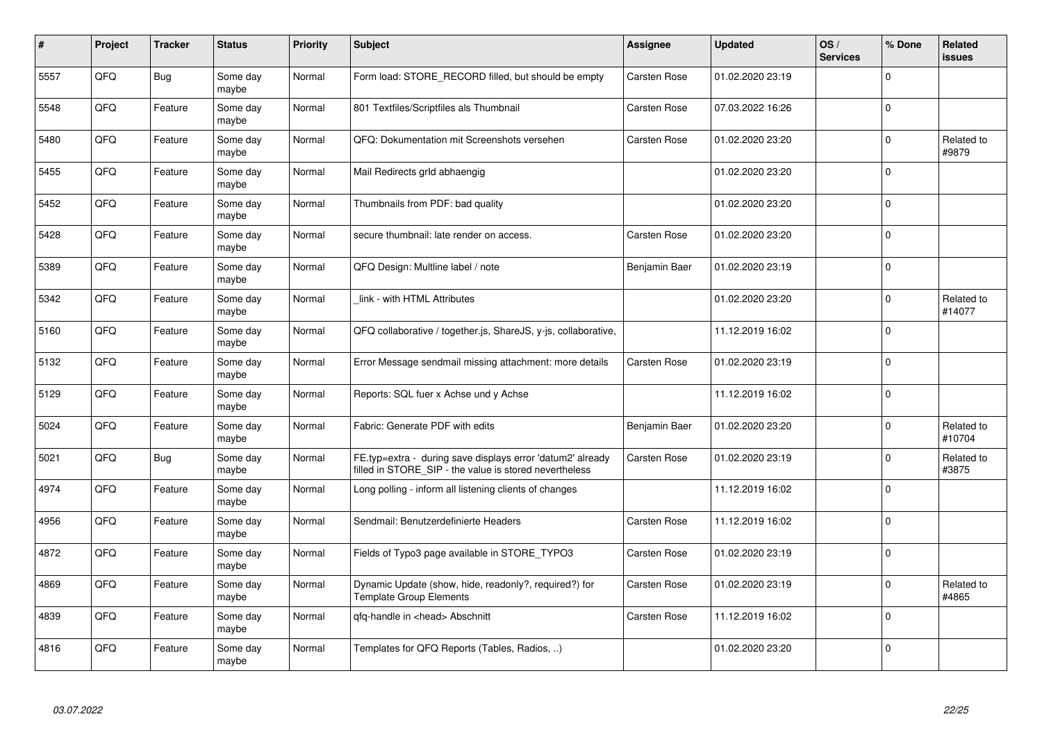| # | Project | Tracker | Status | Priority | Subject | Assignee | Updated | OS / Services | % Done | Related issues |
|---|---|---|---|---|---|---|---|---|---|---|
| 5557 | QFQ | Bug | Some day maybe | Normal | Form load: STORE_RECORD filled, but should be empty | Carsten Rose | 01.02.2020 23:19 | | 0 | |
| 5548 | QFQ | Feature | Some day maybe | Normal | 801 Textfiles/Scriptfiles als Thumbnail | Carsten Rose | 07.03.2022 16:26 | | 0 | |
| 5480 | QFQ | Feature | Some day maybe | Normal | QFQ: Dokumentation mit Screenshots versehen | Carsten Rose | 01.02.2020 23:20 | | 0 | Related to #9879 |
| 5455 | QFQ | Feature | Some day maybe | Normal | Mail Redirects grId abhaengig | | 01.02.2020 23:20 | | 0 | |
| 5452 | QFQ | Feature | Some day maybe | Normal | Thumbnails from PDF: bad quality | | 01.02.2020 23:20 | | 0 | |
| 5428 | QFQ | Feature | Some day maybe | Normal | secure thumbnail: late render on access. | Carsten Rose | 01.02.2020 23:20 | | 0 | |
| 5389 | QFQ | Feature | Some day maybe | Normal | QFQ Design: Multline label / note | Benjamin Baer | 01.02.2020 23:19 | | 0 | |
| 5342 | QFQ | Feature | Some day maybe | Normal | _link - with HTML Attributes | | 01.02.2020 23:20 | | 0 | Related to #14077 |
| 5160 | QFQ | Feature | Some day maybe | Normal | QFQ collaborative / together.js, ShareJS, y-js, collaborative, | | 11.12.2019 16:02 | | 0 | |
| 5132 | QFQ | Feature | Some day maybe | Normal | Error Message sendmail missing attachment: more details | Carsten Rose | 01.02.2020 23:19 | | 0 | |
| 5129 | QFQ | Feature | Some day maybe | Normal | Reports: SQL fuer x Achse und y Achse | | 11.12.2019 16:02 | | 0 | |
| 5024 | QFQ | Feature | Some day maybe | Normal | Fabric: Generate PDF with edits | Benjamin Baer | 01.02.2020 23:20 | | 0 | Related to #10704 |
| 5021 | QFQ | Bug | Some day maybe | Normal | FE.typ=extra - during save displays error 'datum2' already filled in STORE_SIP - the value is stored nevertheless | Carsten Rose | 01.02.2020 23:19 | | 0 | Related to #3875 |
| 4974 | QFQ | Feature | Some day maybe | Normal | Long polling - inform all listening clients of changes | | 11.12.2019 16:02 | | 0 | |
| 4956 | QFQ | Feature | Some day maybe | Normal | Sendmail: Benutzerdefinierte Headers | Carsten Rose | 11.12.2019 16:02 | | 0 | |
| 4872 | QFQ | Feature | Some day maybe | Normal | Fields of Typo3 page available in STORE_TYPO3 | Carsten Rose | 01.02.2020 23:19 | | 0 | |
| 4869 | QFQ | Feature | Some day maybe | Normal | Dynamic Update (show, hide, readonly?, required?) for Template Group Elements | Carsten Rose | 01.02.2020 23:19 | | 0 | Related to #4865 |
| 4839 | QFQ | Feature | Some day maybe | Normal | qfq-handle in <head> Abschnitt | Carsten Rose | 11.12.2019 16:02 | | 0 | |
| 4816 | QFQ | Feature | Some day maybe | Normal | Templates for QFQ Reports (Tables, Radios, ..) | | 01.02.2020 23:20 | | 0 | |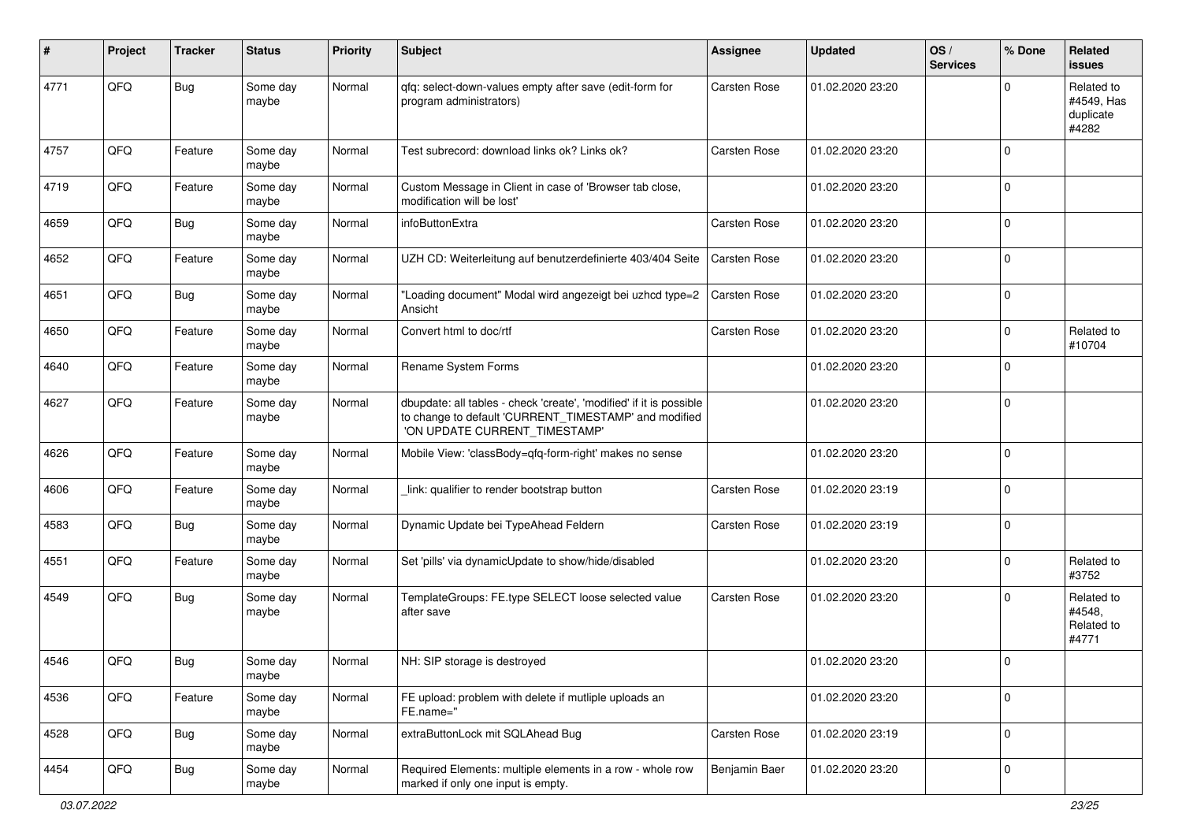| # | Project | Tracker | Status | Priority | Subject | Assignee | Updated | OS / Services | % Done | Related issues |
|---|---|---|---|---|---|---|---|---|---|---|
| 4771 | QFQ | Bug | Some day maybe | Normal | qfq: select-down-values empty after save (edit-form for program administrators) | Carsten Rose | 01.02.2020 23:20 | | 0 | Related to #4549, Has duplicate #4282 |
| 4757 | QFQ | Feature | Some day maybe | Normal | Test subrecord: download links ok? Links ok? | Carsten Rose | 01.02.2020 23:20 | | 0 | |
| 4719 | QFQ | Feature | Some day maybe | Normal | Custom Message in Client in case of 'Browser tab close, modification will be lost' | | 01.02.2020 23:20 | | 0 | |
| 4659 | QFQ | Bug | Some day maybe | Normal | infoButtonExtra | Carsten Rose | 01.02.2020 23:20 | | 0 | |
| 4652 | QFQ | Feature | Some day maybe | Normal | UZH CD: Weiterleitung auf benutzerdefinierte 403/404 Seite | Carsten Rose | 01.02.2020 23:20 | | 0 | |
| 4651 | QFQ | Bug | Some day maybe | Normal | "Loading document" Modal wird angezeigt bei uzhcd type=2 Ansicht | Carsten Rose | 01.02.2020 23:20 | | 0 | |
| 4650 | QFQ | Feature | Some day maybe | Normal | Convert html to doc/rtf | Carsten Rose | 01.02.2020 23:20 | | 0 | Related to #10704 |
| 4640 | QFQ | Feature | Some day maybe | Normal | Rename System Forms | | 01.02.2020 23:20 | | 0 | |
| 4627 | QFQ | Feature | Some day maybe | Normal | dbupdate: all tables - check 'create', 'modified' if it is possible to change to default 'CURRENT_TIMESTAMP' and modified 'ON UPDATE CURRENT_TIMESTAMP' | | 01.02.2020 23:20 | | 0 | |
| 4626 | QFQ | Feature | Some day maybe | Normal | Mobile View: 'classBody=qfq-form-right' makes no sense | | 01.02.2020 23:20 | | 0 | |
| 4606 | QFQ | Feature | Some day maybe | Normal | _link: qualifier to render bootstrap button | Carsten Rose | 01.02.2020 23:19 | | 0 | |
| 4583 | QFQ | Bug | Some day maybe | Normal | Dynamic Update bei TypeAhead Feldern | Carsten Rose | 01.02.2020 23:19 | | 0 | |
| 4551 | QFQ | Feature | Some day maybe | Normal | Set 'pills' via dynamicUpdate to show/hide/disabled | | 01.02.2020 23:20 | | 0 | Related to #3752 |
| 4549 | QFQ | Bug | Some day maybe | Normal | TemplateGroups: FE.type SELECT loose selected value after save | Carsten Rose | 01.02.2020 23:20 | | 0 | Related to #4548, Related to #4771 |
| 4546 | QFQ | Bug | Some day maybe | Normal | NH: SIP storage is destroyed | | 01.02.2020 23:20 | | 0 | |
| 4536 | QFQ | Feature | Some day maybe | Normal | FE upload: problem with delete if mutliple uploads an FE.name=" | | 01.02.2020 23:20 | | 0 | |
| 4528 | QFQ | Bug | Some day maybe | Normal | extraButtonLock mit SQLAhead Bug | Carsten Rose | 01.02.2020 23:19 | | 0 | |
| 4454 | QFQ | Bug | Some day maybe | Normal | Required Elements: multiple elements in a row - whole row marked if only one input is empty. | Benjamin Baer | 01.02.2020 23:20 | | 0 | |

03.07.2022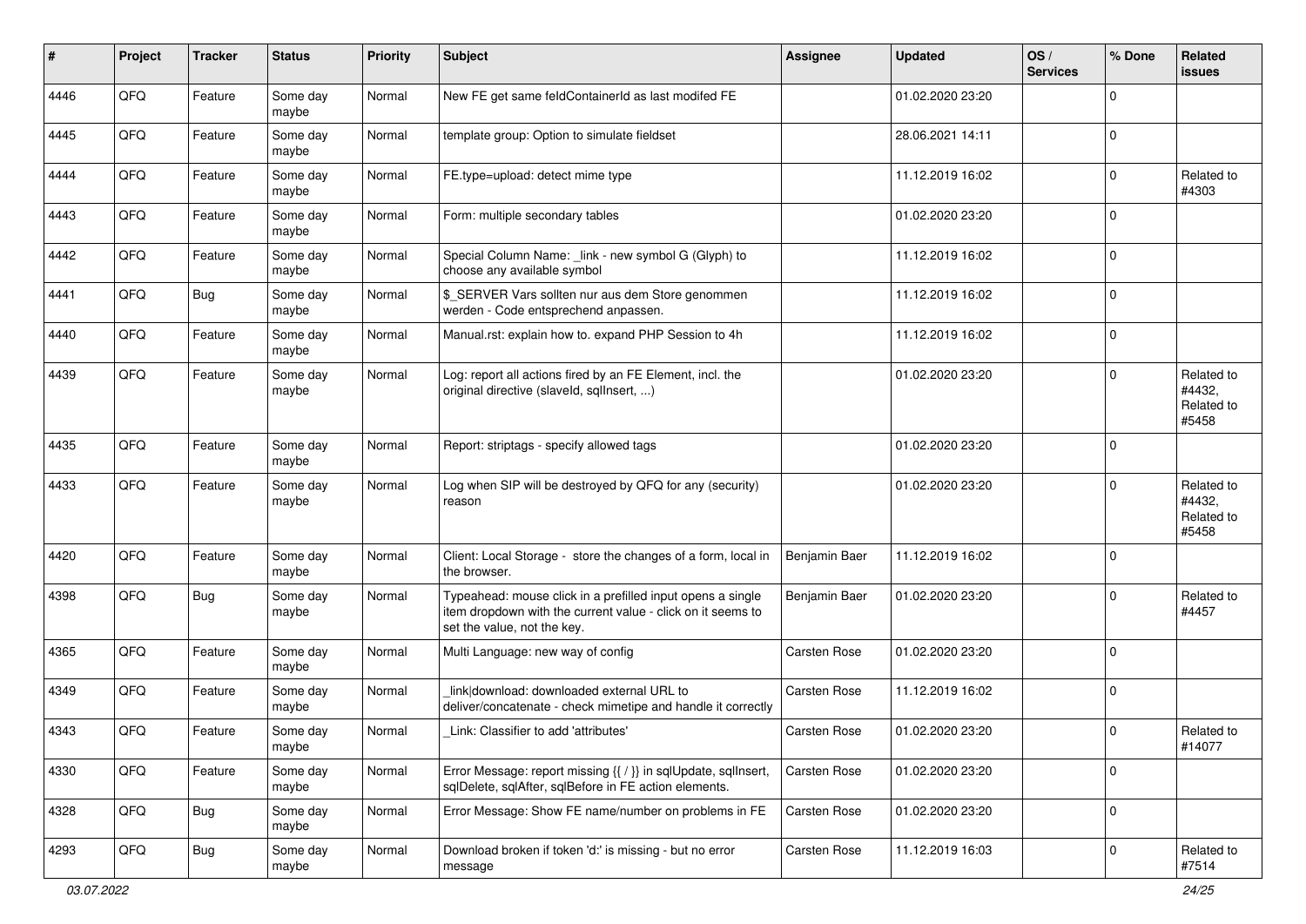| # | Project | Tracker | Status | Priority | Subject | Assignee | Updated | OS / Services | % Done | Related issues |
|---|---|---|---|---|---|---|---|---|---|---|
| 4446 | QFQ | Feature | Some day maybe | Normal | New FE get same feldContainerId as last modifed FE | | 01.02.2020 23:20 | | 0 | |
| 4445 | QFQ | Feature | Some day maybe | Normal | template group: Option to simulate fieldset | | 28.06.2021 14:11 | | 0 | |
| 4444 | QFQ | Feature | Some day maybe | Normal | FE.type=upload: detect mime type | | 11.12.2019 16:02 | | 0 | Related to #4303 |
| 4443 | QFQ | Feature | Some day maybe | Normal | Form: multiple secondary tables | | 01.02.2020 23:20 | | 0 | |
| 4442 | QFQ | Feature | Some day maybe | Normal | Special Column Name: _link - new symbol G (Glyph) to choose any available symbol | | 11.12.2019 16:02 | | 0 | |
| 4441 | QFQ | Bug | Some day maybe | Normal | $_SERVER Vars sollten nur aus dem Store genommen werden - Code entsprechend anpassen. | | 11.12.2019 16:02 | | 0 | |
| 4440 | QFQ | Feature | Some day maybe | Normal | Manual.rst: explain how to. expand PHP Session to 4h | | 11.12.2019 16:02 | | 0 | |
| 4439 | QFQ | Feature | Some day maybe | Normal | Log: report all actions fired by an FE Element, incl. the original directive (slaveId, sqlInsert, ...) | | 01.02.2020 23:20 | | 0 | Related to #4432, Related to #5458 |
| 4435 | QFQ | Feature | Some day maybe | Normal | Report: striptags - specify allowed tags | | 01.02.2020 23:20 | | 0 | |
| 4433 | QFQ | Feature | Some day maybe | Normal | Log when SIP will be destroyed by QFQ for any (security) reason | | 01.02.2020 23:20 | | 0 | Related to #4432, Related to #5458 |
| 4420 | QFQ | Feature | Some day maybe | Normal | Client: Local Storage - store the changes of a form, local in the browser. | Benjamin Baer | 11.12.2019 16:02 | | 0 | |
| 4398 | QFQ | Bug | Some day maybe | Normal | Typeahead: mouse click in a prefilled input opens a single item dropdown with the current value - click on it seems to set the value, not the key. | Benjamin Baer | 01.02.2020 23:20 | | 0 | Related to #4457 |
| 4365 | QFQ | Feature | Some day maybe | Normal | Multi Language: new way of config | Carsten Rose | 01.02.2020 23:20 | | 0 | |
| 4349 | QFQ | Feature | Some day maybe | Normal | _link\|download: downloaded external URL to deliver/concatenate - check mimetipe and handle it correctly | Carsten Rose | 11.12.2019 16:02 | | 0 | |
| 4343 | QFQ | Feature | Some day maybe | Normal | _Link: Classifier to add 'attributes' | Carsten Rose | 01.02.2020 23:20 | | 0 | Related to #14077 |
| 4330 | QFQ | Feature | Some day maybe | Normal | Error Message: report missing {{ / }} in sqlUpdate, sqlInsert, sqlDelete, sqlAfter, sqlBefore in FE action elements. | Carsten Rose | 01.02.2020 23:20 | | 0 | |
| 4328 | QFQ | Bug | Some day maybe | Normal | Error Message: Show FE name/number on problems in FE | Carsten Rose | 01.02.2020 23:20 | | 0 | |
| 4293 | QFQ | Bug | Some day maybe | Normal | Download broken if token 'd:' is missing - but no error message | Carsten Rose | 11.12.2019 16:03 | | 0 | Related to #7514 |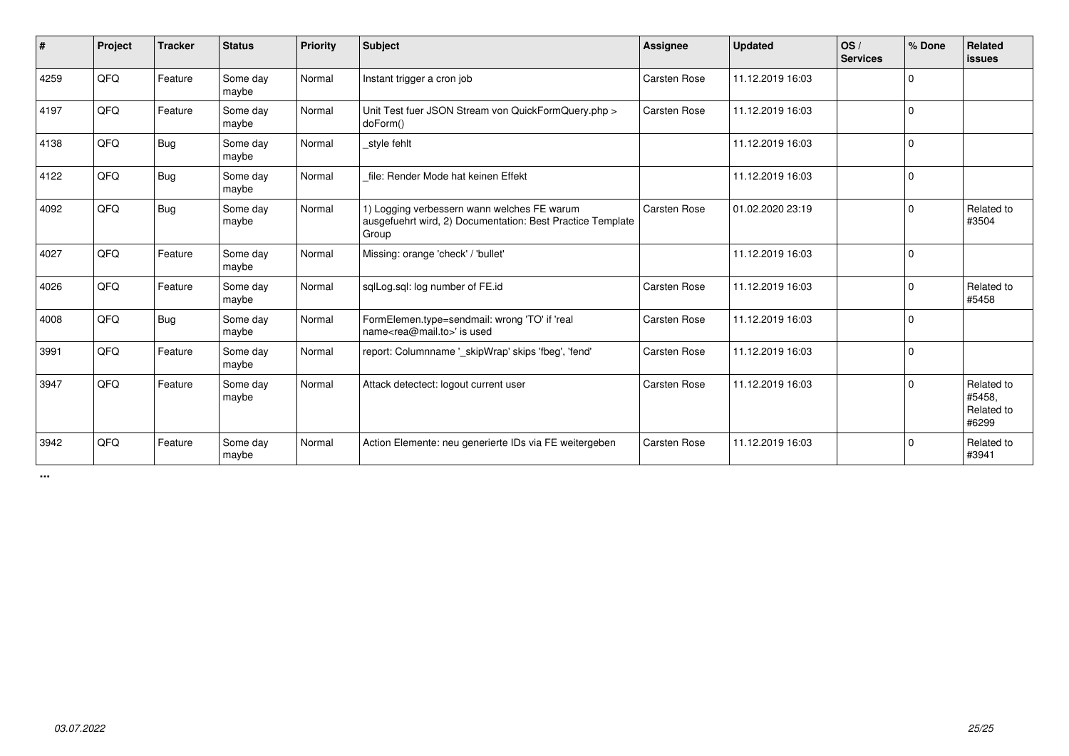| # | Project | Tracker | Status | Priority | Subject | Assignee | Updated | OS / Services | % Done | Related issues |
|---|---|---|---|---|---|---|---|---|---|---|
| 4259 | QFQ | Feature | Some day maybe | Normal | Instant trigger a cron job | Carsten Rose | 11.12.2019 16:03 | | 0 | |
| 4197 | QFQ | Feature | Some day maybe | Normal | Unit Test fuer JSON Stream von QuickFormQuery.php > doForm() | Carsten Rose | 11.12.2019 16:03 | | 0 | |
| 4138 | QFQ | Bug | Some day maybe | Normal | _style fehlt | | 11.12.2019 16:03 | | 0 | |
| 4122 | QFQ | Bug | Some day maybe | Normal | _file: Render Mode hat keinen Effekt | | 11.12.2019 16:03 | | 0 | |
| 4092 | QFQ | Bug | Some day maybe | Normal | 1) Logging verbessern wann welches FE warum ausgefuehrt wird, 2) Documentation: Best Practice Template Group | Carsten Rose | 01.02.2020 23:19 | | 0 | Related to #3504 |
| 4027 | QFQ | Feature | Some day maybe | Normal | Missing: orange 'check' / 'bullet' | | 11.12.2019 16:03 | | 0 | |
| 4026 | QFQ | Feature | Some day maybe | Normal | sqlLog.sql: log number of FE.id | Carsten Rose | 11.12.2019 16:03 | | 0 | Related to #5458 |
| 4008 | QFQ | Bug | Some day maybe | Normal | FormElemen.type=sendmail: wrong 'TO' if 'real name<rea@mail.to>' is used | Carsten Rose | 11.12.2019 16:03 | | 0 | |
| 3991 | QFQ | Feature | Some day maybe | Normal | report: Columnname '_skipWrap' skips 'fbeg', 'fend' | Carsten Rose | 11.12.2019 16:03 | | 0 | |
| 3947 | QFQ | Feature | Some day maybe | Normal | Attack detectect: logout current user | Carsten Rose | 11.12.2019 16:03 | | 0 | Related to #5458, Related to #6299 |
| 3942 | QFQ | Feature | Some day maybe | Normal | Action Elemente: neu generierte IDs via FE weitergeben | Carsten Rose | 11.12.2019 16:03 | | 0 | Related to #3941 |

...